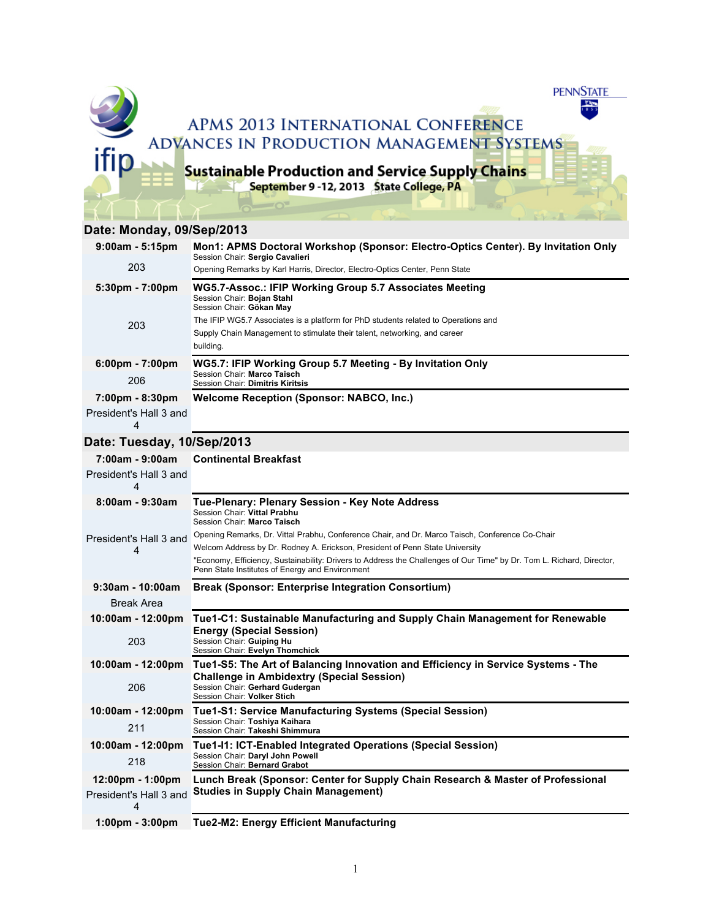# APMS 2013 International Conference Advances in Production Management Systems

## Sustainable Production and Service Supply Chains

September 9 -12, 2013 State College, PA

## Date: Monday, 09/Sep/2013

**9:00am - 5:15pm** — 203

**Mon1: APMS Doctoral Workshop (Sponsor: Electro-Optics Center). By Invitation Only**
Session Chair: **Sergio Cavalieri**
Opening Remarks by Karl Harris, Director, Electro-Optics Center, Penn State

**5:30pm - 7:00pm** — 203

**WG5.7-Assoc.: IFIP Working Group 5.7 Associates Meeting**
Session Chair: **Bojan Stahl**
Session Chair: **Gökan May**
The IFIP WG5.7 Associates is a platform for PhD students related to Operations and Supply Chain Management to stimulate their talent, networking, and career building.

**6:00pm - 7:00pm** — 206

**WG5.7: IFIP Working Group 5.7 Meeting - By Invitation Only**
Session Chair: **Marco Taisch**
Session Chair: **Dimitris Kiritsis**

**7:00pm - 8:30pm** — President's Hall 3 and 4

**Welcome Reception (Sponsor: NABCO, Inc.)**

## Date: Tuesday, 10/Sep/2013

**7:00am - 9:00am** — President's Hall 3 and 4

**Continental Breakfast**

**8:00am - 9:30am** — President's Hall 3 and 4

**Tue-Plenary: Plenary Session - Key Note Address**
Session Chair: **Vittal Prabhu**
Session Chair: **Marco Taisch**
Opening Remarks, Dr. Vittal Prabhu, Conference Chair, and Dr. Marco Taisch, Conference Co-Chair
Welcom Address by Dr. Rodney A. Erickson, President of Penn State University
"Economy, Efficiency, Sustainability: Drivers to Address the Challenges of Our Time" by Dr. Tom L. Richard, Director, Penn State Institutes of Energy and Environment

**9:30am - 10:00am** — Break Area

**Break (Sponsor: Enterprise Integration Consortium)**

**10:00am - 12:00pm** — 203

**Tue1-C1: Sustainable Manufacturing and Supply Chain Management for Renewable Energy (Special Session)**
Session Chair: **Guiping Hu**
Session Chair: **Evelyn Thomchick**

**10:00am - 12:00pm** — 206

**Tue1-S5: The Art of Balancing Innovation and Efficiency in Service Systems - The Challenge in Ambidextry (Special Session)**
Session Chair: **Gerhard Gudergan**
Session Chair: **Volker Stich**

**10:00am - 12:00pm** — 211

**Tue1-S1: Service Manufacturing Systems (Special Session)**
Session Chair: **Toshiya Kaihara**
Session Chair: **Takeshi Shimmura**

**10:00am - 12:00pm** — 218

**Tue1-I1: ICT-Enabled Integrated Operations (Special Session)**
Session Chair: **Daryl John Powell**
Session Chair: **Bernard Grabot**

**12:00pm - 1:00pm** — President's Hall 3 and 4

**Lunch Break (Sponsor: Center for Supply Chain Research & Master of Professional Studies in Supply Chain Management)**

**1:00pm - 3:00pm**

**Tue2-M2: Energy Efficient Manufacturing**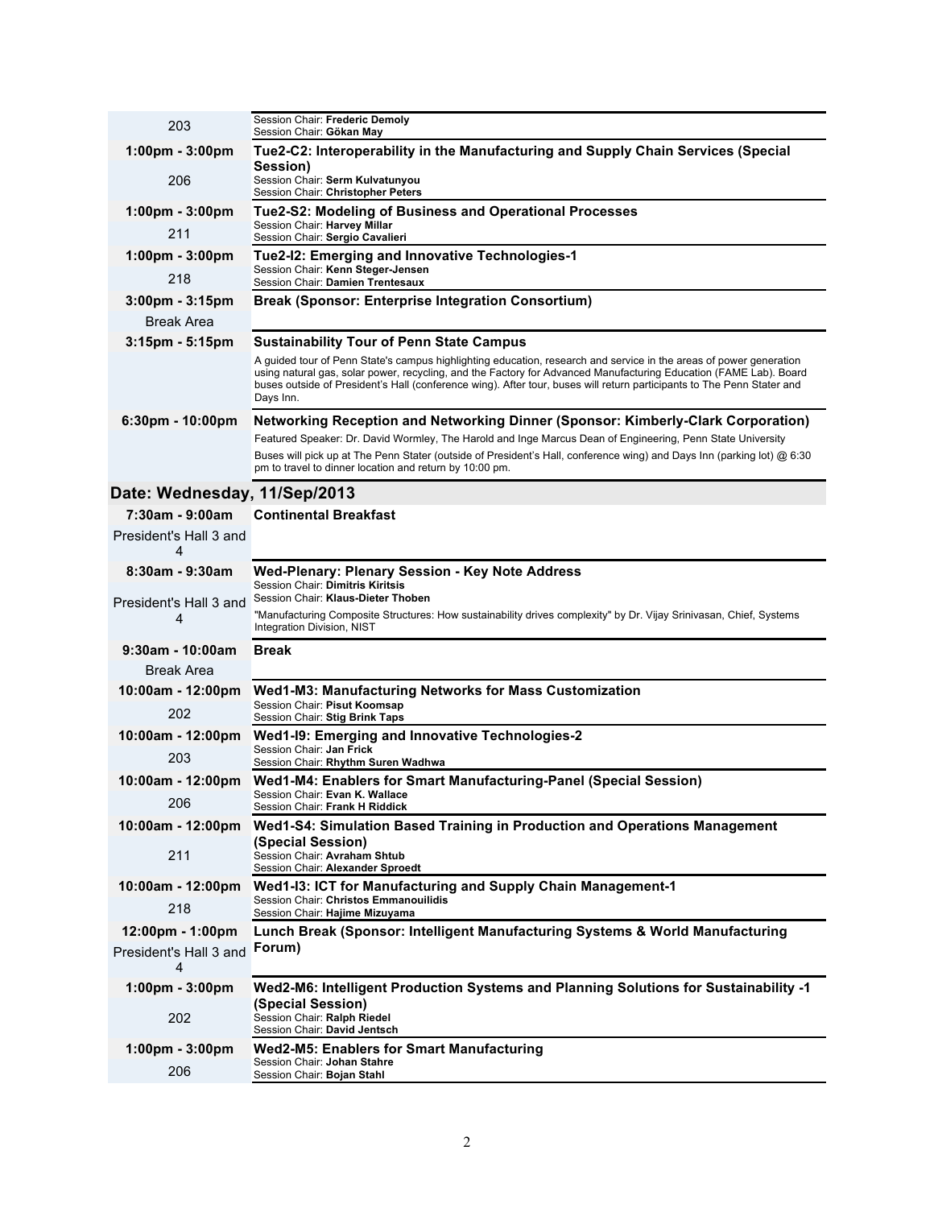| Time / Room | Session |
|---|---|
| 203 | Session Chair: **Frederic Demoly**<br>Session Chair: **Gökan May** |
| **1:00pm - 3:00pm**<br>206 | **Tue2-C2: Interoperability in the Manufacturing and Supply Chain Services (Special Session)**<br>Session Chair: **Serm Kulvatunyou**<br>Session Chair: **Christopher Peters** |
| **1:00pm - 3:00pm**<br>211 | **Tue2-S2: Modeling of Business and Operational Processes**<br>Session Chair: **Harvey Millar**<br>Session Chair: **Sergio Cavalieri** |
| **1:00pm - 3:00pm**<br>218 | **Tue2-I2: Emerging and Innovative Technologies-1**<br>Session Chair: **Kenn Steger-Jensen**<br>Session Chair: **Damien Trentesaux** |
| **3:00pm - 3:15pm**<br>Break Area | **Break (Sponsor: Enterprise Integration Consortium)** |
| **3:15pm - 5:15pm** | **Sustainability Tour of Penn State Campus**<br>A guided tour of Penn State's campus highlighting education, research and service in the areas of power generation using natural gas, solar power, recycling, and the Factory for Advanced Manufacturing Education (FAME Lab). Board buses outside of President's Hall (conference wing). After tour, buses will return participants to The Penn Stater and Days Inn. |
| **6:30pm - 10:00pm** | **Networking Reception and Networking Dinner (Sponsor: Kimberly-Clark Corporation)**<br>Featured Speaker: Dr. David Wormley, The Harold and Inge Marcus Dean of Engineering, Penn State University<br>Buses will pick up at The Penn Stater (outside of President's Hall, conference wing) and Days Inn (parking lot) @ 6:30 pm to travel to dinner location and return by 10:00 pm. |

## Date: Wednesday, 11/Sep/2013

| Time / Room | Session |
|---|---|
| **7:30am - 9:00am**<br>President's Hall 3 and 4 | **Continental Breakfast** |
| **8:30am - 9:30am**<br>President's Hall 3 and 4 | **Wed-Plenary: Plenary Session - Key Note Address**<br>Session Chair: **Dimitris Kiritsis**<br>Session Chair: **Klaus-Dieter Thoben**<br>"Manufacturing Composite Structures: How sustainability drives complexity" by Dr. Vijay Srinivasan, Chief, Systems Integration Division, NIST |
| **9:30am - 10:00am**<br>Break Area | **Break** |
| **10:00am - 12:00pm**<br>202 | **Wed1-M3: Manufacturing Networks for Mass Customization**<br>Session Chair: **Pisut Koomsap**<br>Session Chair: **Stig Brink Taps** |
| **10:00am - 12:00pm**<br>203 | **Wed1-I9: Emerging and Innovative Technologies-2**<br>Session Chair: **Jan Frick**<br>Session Chair: **Rhythm Suren Wadhwa** |
| **10:00am - 12:00pm**<br>206 | **Wed1-M4: Enablers for Smart Manufacturing-Panel (Special Session)**<br>Session Chair: **Evan K. Wallace**<br>Session Chair: **Frank H Riddick** |
| **10:00am - 12:00pm**<br>211 | **Wed1-S4: Simulation Based Training in Production and Operations Management (Special Session)**<br>Session Chair: **Avraham Shtub**<br>Session Chair: **Alexander Sproedt** |
| **10:00am - 12:00pm**<br>218 | **Wed1-I3: ICT for Manufacturing and Supply Chain Management-1**<br>Session Chair: **Christos Emmanouilidis**<br>Session Chair: **Hajime Mizuyama** |
| **12:00pm - 1:00pm**<br>President's Hall 3 and 4 | **Lunch Break (Sponsor: Intelligent Manufacturing Systems & World Manufacturing Forum)** |
| **1:00pm - 3:00pm**<br>202 | **Wed2-M6: Intelligent Production Systems and Planning Solutions for Sustainability -1 (Special Session)**<br>Session Chair: **Ralph Riedel**<br>Session Chair: **David Jentsch** |
| **1:00pm - 3:00pm**<br>206 | **Wed2-M5: Enablers for Smart Manufacturing**<br>Session Chair: **Johan Stahre**<br>Session Chair: **Bojan Stahl** |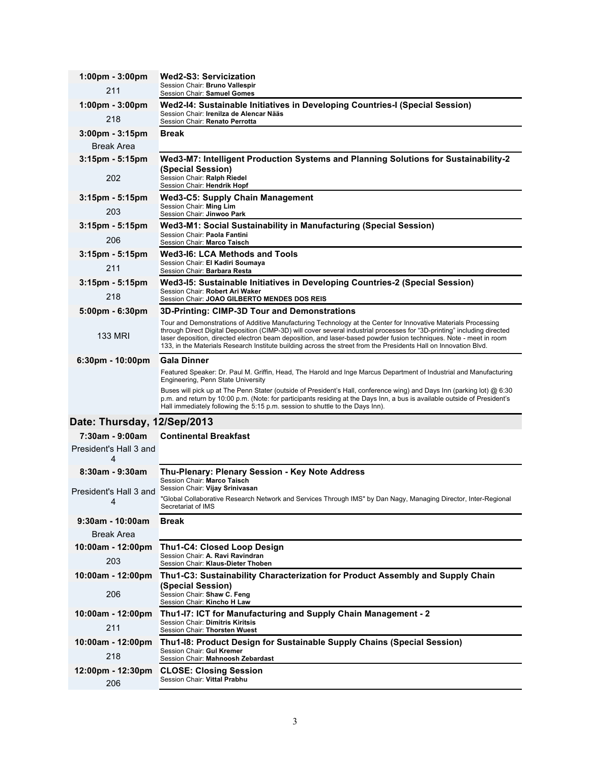| Time / Room | Session |
| --- | --- |
| **1:00pm - 3:00pm**<br>211 | **Wed2-S3: Servicization**<br>Session Chair: **Bruno Vallespir**<br>Session Chair: **Samuel Gomes** |
| **1:00pm - 3:00pm**<br>218 | **Wed2-I4: Sustainable Initiatives in Developing Countries-I (Special Session)**<br>Session Chair: **Irenilza de Alencar Nääs**<br>Session Chair: **Renato Perrotta** |
| **3:00pm - 3:15pm**<br>Break Area | **Break** |
| **3:15pm - 5:15pm**<br>202 | **Wed3-M7: Intelligent Production Systems and Planning Solutions for Sustainability-2 (Special Session)**<br>Session Chair: **Ralph Riedel**<br>Session Chair: **Hendrik Hopf** |
| **3:15pm - 5:15pm**<br>203 | **Wed3-C5: Supply Chain Management**<br>Session Chair: **Ming Lim**<br>Session Chair: **Jinwoo Park** |
| **3:15pm - 5:15pm**<br>206 | **Wed3-M1: Social Sustainability in Manufacturing (Special Session)**<br>Session Chair: **Paola Fantini**<br>Session Chair: **Marco Taisch** |
| **3:15pm - 5:15pm**<br>211 | **Wed3-I6: LCA Methods and Tools**<br>Session Chair: **El Kadiri Soumaya**<br>Session Chair: **Barbara Resta** |
| **3:15pm - 5:15pm**<br>218 | **Wed3-I5: Sustainable Initiatives in Developing Countries-2 (Special Session)**<br>Session Chair: **Robert Ari Waker**<br>Session Chair: **JOAO GILBERTO MENDES DOS REIS** |
| **5:00pm - 6:30pm**<br>133 MRI | **3D-Printing: CIMP-3D Tour and Demonstrations**<br>Tour and Demonstrations of Additive Manufacturing Technology at the Center for Innovative Materials Processing through Direct Digital Deposition (CIMP-3D) will cover several industrial processes for "3D-printing" including directed laser deposition, directed electron beam deposition, and laser-based powder fusion techniques. Note - meet in room 133, in the Materials Research Institute building across the street from the Presidents Hall on Innovation Blvd. |
| **6:30pm - 10:00pm** | **Gala Dinner**<br>Featured Speaker: Dr. Paul M. Griffin, Head, The Harold and Inge Marcus Department of Industrial and Manufacturing Engineering, Penn State University<br>Buses will pick up at The Penn Stater (outside of President's Hall, conference wing) and Days Inn (parking lot) @ 6:30 p.m. and return by 10:00 p.m. (Note: for participants residing at the Days Inn, a bus is available outside of President's Hall immediately following the 5:15 p.m. session to shuttle to the Days Inn). |

## Date: Thursday, 12/Sep/2013

| Time / Room | Session |
| --- | --- |
| **7:30am - 9:00am**<br>President's Hall 3 and 4 | **Continental Breakfast** |
| **8:30am - 9:30am**<br>President's Hall 3 and 4 | **Thu-Plenary: Plenary Session - Key Note Address**<br>Session Chair: **Marco Taisch**<br>Session Chair: **Vijay Srinivasan**<br>"Global Collaborative Research Network and Services Through IMS" by Dan Nagy, Managing Director, Inter-Regional Secretariat of IMS |
| **9:30am - 10:00am**<br>Break Area | **Break** |
| **10:00am - 12:00pm**<br>203 | **Thu1-C4: Closed Loop Design**<br>Session Chair: **A. Ravi Ravindran**<br>Session Chair: **Klaus-Dieter Thoben** |
| **10:00am - 12:00pm**<br>206 | **Thu1-C3: Sustainability Characterization for Product Assembly and Supply Chain (Special Session)**<br>Session Chair: **Shaw C. Feng**<br>Session Chair: **Kincho H Law** |
| **10:00am - 12:00pm**<br>211 | **Thu1-I7: ICT for Manufacturing and Supply Chain Management - 2**<br>Session Chair: **Dimitris Kiritsis**<br>Session Chair: **Thorsten Wuest** |
| **10:00am - 12:00pm**<br>218 | **Thu1-I8: Product Design for Sustainable Supply Chains (Special Session)**<br>Session Chair: **Gul Kremer**<br>Session Chair: **Mahnoosh Zebardast** |
| **12:00pm - 12:30pm**<br>206 | **CLOSE: Closing Session**<br>Session Chair: **Vittal Prabhu** |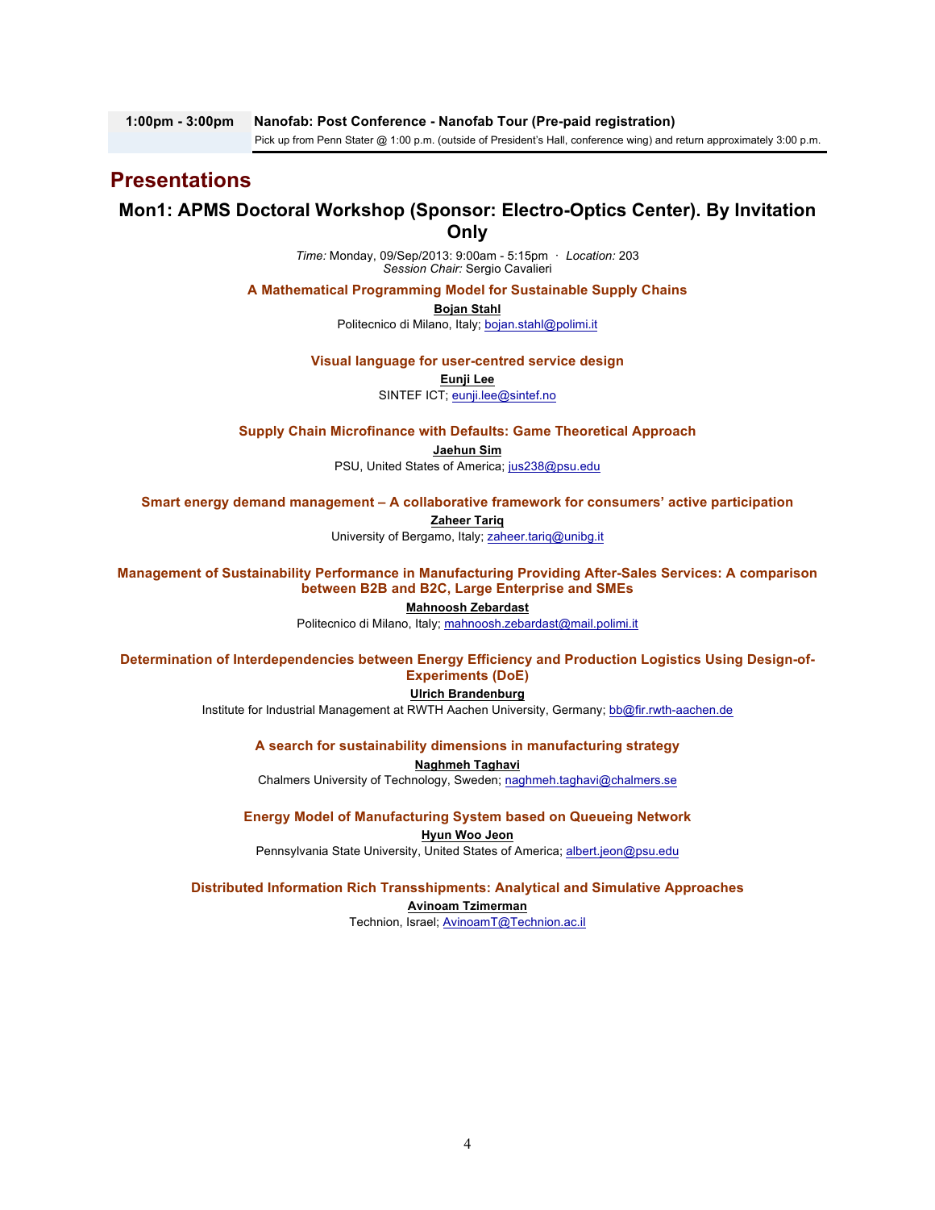| 1:00pm - 3:00pm | **Nanofab: Post Conference - Nanofab Tour (Pre-paid registration)**<br>Pick up from Penn Stater @ 1:00 p.m. (outside of President's Hall, conference wing) and return approximately 3:00 p.m. |
| --- | --- |

# Presentations

## Mon1: APMS Doctoral Workshop (Sponsor: Electro-Optics Center). By Invitation Only

*Time:* Monday, 09/Sep/2013: 9:00am - 5:15pm · *Location:* 203
*Session Chair:* Sergio Cavalieri

### A Mathematical Programming Model for Sustainable Supply Chains

**Bojan Stahl**
Politecnico di Milano, Italy; bojan.stahl@polimi.it

### Visual language for user-centred service design

**Eunji Lee**
SINTEF ICT; eunji.lee@sintef.no

### Supply Chain Microfinance with Defaults: Game Theoretical Approach

**Jaehun Sim**
PSU, United States of America; jus238@psu.edu

### Smart energy demand management – A collaborative framework for consumers' active participation

**Zaheer Tariq**
University of Bergamo, Italy; zaheer.tariq@unibg.it

### Management of Sustainability Performance in Manufacturing Providing After-Sales Services: A comparison between B2B and B2C, Large Enterprise and SMEs

**Mahnoosh Zebardast**
Politecnico di Milano, Italy; mahnoosh.zebardast@mail.polimi.it

### Determination of Interdependencies between Energy Efficiency and Production Logistics Using Design-of-Experiments (DoE)

**Ulrich Brandenburg**
Institute for Industrial Management at RWTH Aachen University, Germany; bb@fir.rwth-aachen.de

### A search for sustainability dimensions in manufacturing strategy

**Naghmeh Taghavi**
Chalmers University of Technology, Sweden; naghmeh.taghavi@chalmers.se

### Energy Model of Manufacturing System based on Queueing Network

**Hyun Woo Jeon**
Pennsylvania State University, United States of America; albert.jeon@psu.edu

### Distributed Information Rich Transshipments: Analytical and Simulative Approaches

**Avinoam Tzimerman**
Technion, Israel; AvinoamT@Technion.ac.il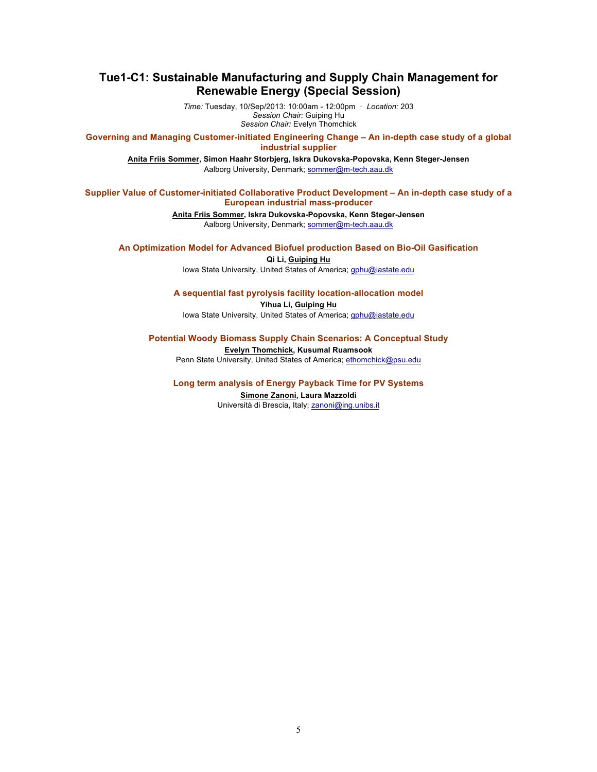## Tue1-C1: Sustainable Manufacturing and Supply Chain Management for Renewable Energy (Special Session)

*Time:* Tuesday, 10/Sep/2013: 10:00am - 12:00pm · *Location:* 203
*Session Chair:* Guiping Hu
*Session Chair:* Evelyn Thomchick

### Governing and Managing Customer-initiated Engineering Change – An in-depth case study of a global industrial supplier

**Anita Friis Sommer, Simon Haahr Storbjerg, Iskra Dukovska-Popovska, Kenn Steger-Jensen**
Aalborg University, Denmark; sommer@m-tech.aau.dk

### Supplier Value of Customer-initiated Collaborative Product Development – An in-depth case study of a European industrial mass-producer

**Anita Friis Sommer, Iskra Dukovska-Popovska, Kenn Steger-Jensen**
Aalborg University, Denmark; sommer@m-tech.aau.dk

### An Optimization Model for Advanced Biofuel production Based on Bio-Oil Gasification

**Qi Li, Guiping Hu**
Iowa State University, United States of America; gphu@iastate.edu

### A sequential fast pyrolysis facility location-allocation model

**Yihua Li, Guiping Hu**
Iowa State University, United States of America; gphu@iastate.edu

### Potential Woody Biomass Supply Chain Scenarios: A Conceptual Study

**Evelyn Thomchick, Kusumal Ruamsook**
Penn State University, United States of America; ethomchick@psu.edu

### Long term analysis of Energy Payback Time for PV Systems

**Simone Zanoni, Laura Mazzoldi**
Università di Brescia, Italy; zanoni@ing.unibs.it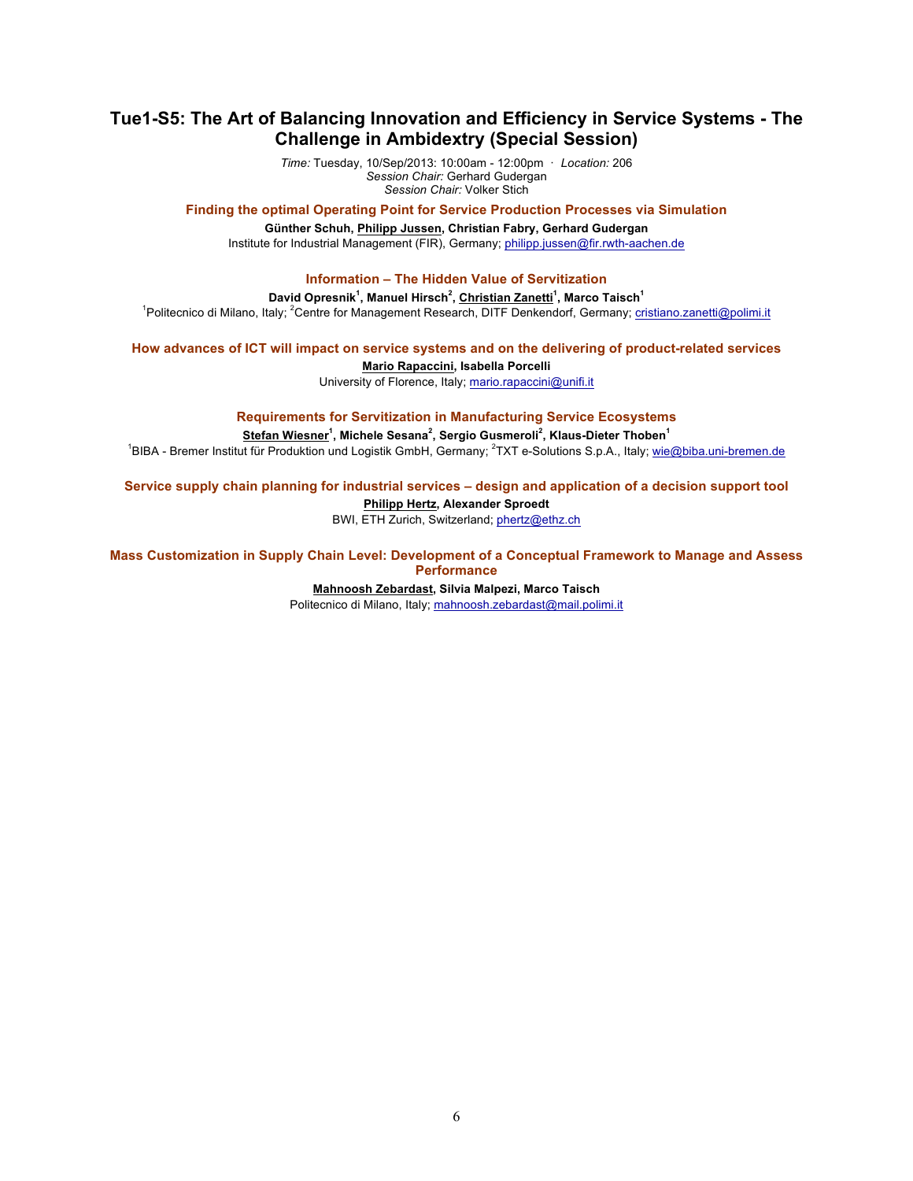## Tue1-S5: The Art of Balancing Innovation and Efficiency in Service Systems - The Challenge in Ambidextry (Special Session)

*Time:* Tuesday, 10/Sep/2013: 10:00am - 12:00pm · *Location:* 206
*Session Chair:* Gerhard Gudergan
*Session Chair:* Volker Stich

### Finding the optimal Operating Point for Service Production Processes via Simulation

**Günther Schuh, Philipp Jussen, Christian Fabry, Gerhard Gudergan**
Institute for Industrial Management (FIR), Germany; philipp.jussen@fir.rwth-aachen.de

### Information – The Hidden Value of Servitization

**David Opresnik[1], Manuel Hirsch[2], Christian Zanetti[1], Marco Taisch[1]**
[1]Politecnico di Milano, Italy; [2]Centre for Management Research, DITF Denkendorf, Germany; cristiano.zanetti@polimi.it

### How advances of ICT will impact on service systems and on the delivering of product-related services

**Mario Rapaccini, Isabella Porcelli**
University of Florence, Italy; mario.rapaccini@unifi.it

### Requirements for Servitization in Manufacturing Service Ecosystems

**Stefan Wiesner[1], Michele Sesana[2], Sergio Gusmeroli[2], Klaus-Dieter Thoben[1]**
[1]BIBA - Bremer Institut für Produktion und Logistik GmbH, Germany; [2]TXT e-Solutions S.p.A., Italy; wie@biba.uni-bremen.de

### Service supply chain planning for industrial services – design and application of a decision support tool

**Philipp Hertz, Alexander Sproedt**
BWI, ETH Zurich, Switzerland; phertz@ethz.ch

### Mass Customization in Supply Chain Level: Development of a Conceptual Framework to Manage and Assess Performance

**Mahnoosh Zebardast, Silvia Malpezi, Marco Taisch**
Politecnico di Milano, Italy; mahnoosh.zebardast@mail.polimi.it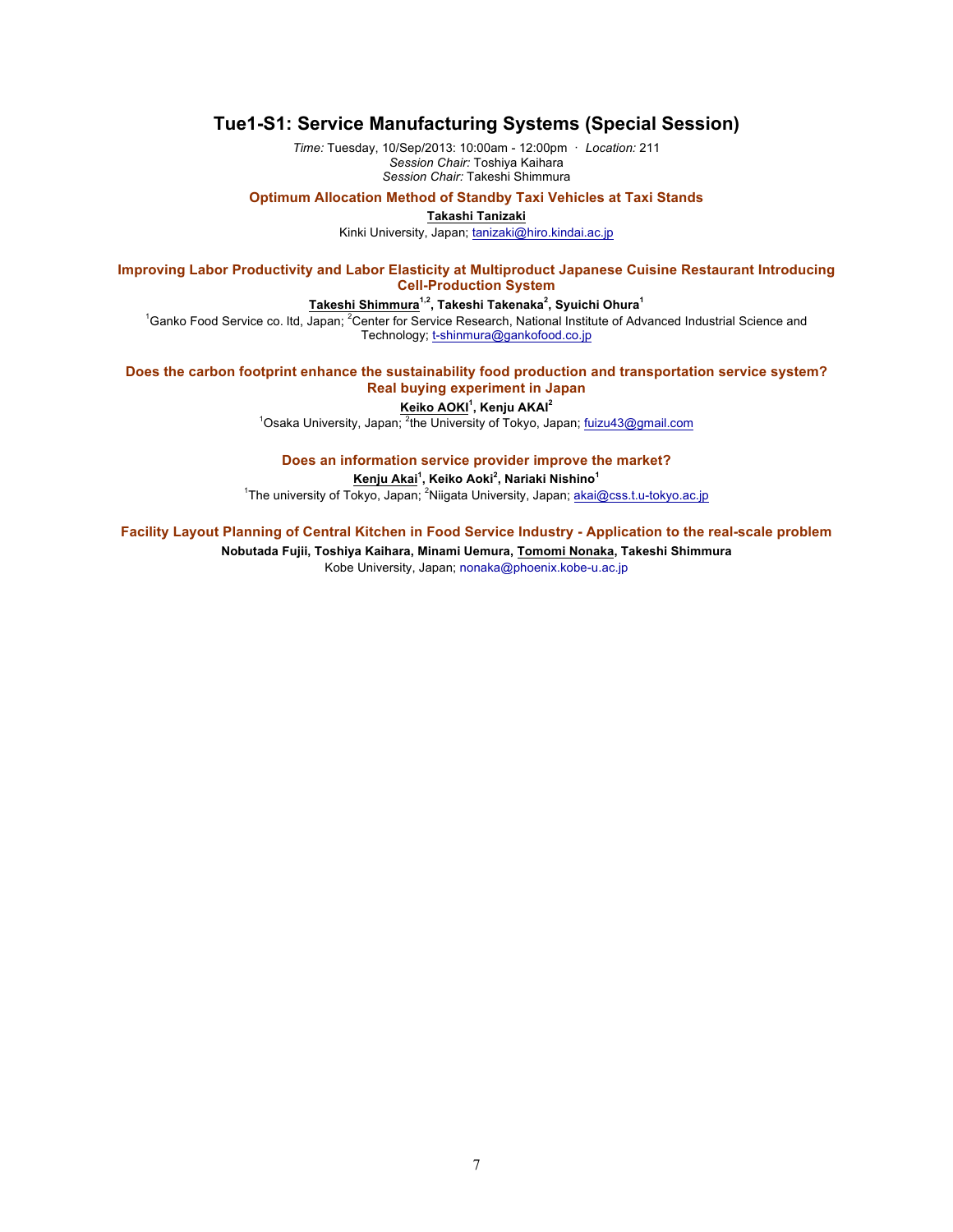## Tue1-S1: Service Manufacturing Systems (Special Session)

*Time:* Tuesday, 10/Sep/2013: 10:00am - 12:00pm · *Location:* 211
*Session Chair:* Toshiya Kaihara
*Session Chair:* Takeshi Shimmura

### Optimum Allocation Method of Standby Taxi Vehicles at Taxi Stands

**Takashi Tanizaki**

Kinki University, Japan; tanizaki@hiro.kindai.ac.jp

### Improving Labor Productivity and Labor Elasticity at Multiproduct Japanese Cuisine Restaurant Introducing Cell-Production System

**Takeshi Shimmura[1,2], Takeshi Takenaka[2], Syuichi Ohura[1]**

[1]Ganko Food Service co. ltd, Japan; [2]Center for Service Research, National Institute of Advanced Industrial Science and Technology; t-shinmura@gankofood.co.jp

### Does the carbon footprint enhance the sustainability food production and transportation service system? Real buying experiment in Japan

**Keiko AOKI[1], Kenju AKAI[2]**

[1]Osaka University, Japan; [2]the University of Tokyo, Japan; fuizu43@gmail.com

### Does an information service provider improve the market?

**Kenju Akai[1], Keiko Aoki[2], Nariaki Nishino[1]**

[1]The university of Tokyo, Japan; [2]Niigata University, Japan; akai@css.t.u-tokyo.ac.jp

### Facility Layout Planning of Central Kitchen in Food Service Industry - Application to the real-scale problem

**Nobutada Fujii, Toshiya Kaihara, Minami Uemura, Tomomi Nonaka, Takeshi Shimmura**

Kobe University, Japan; nonaka@phoenix.kobe-u.ac.jp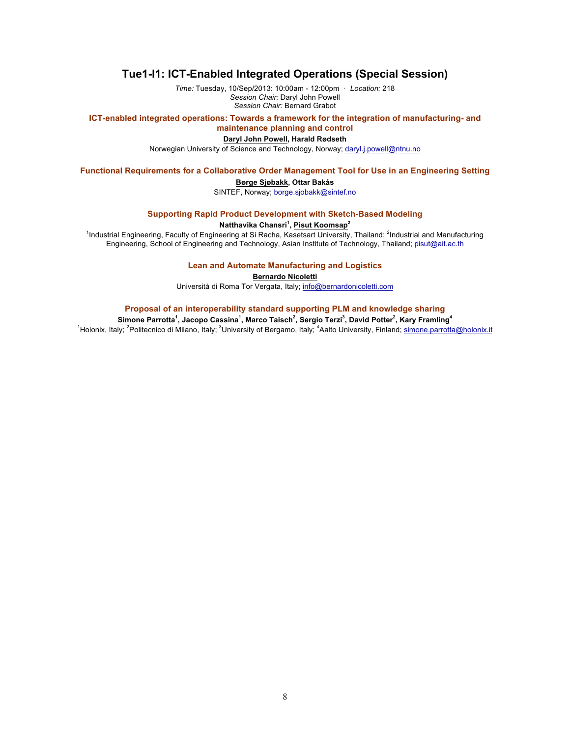## Tue1-I1: ICT-Enabled Integrated Operations (Special Session)

*Time:* Tuesday, 10/Sep/2013: 10:00am - 12:00pm · *Location:* 218
*Session Chair:* Daryl John Powell
*Session Chair:* Bernard Grabot

### ICT-enabled integrated operations: Towards a framework for the integration of manufacturing- and maintenance planning and control

**Daryl John Powell, Harald Rødseth**

Norwegian University of Science and Technology, Norway; daryl.j.powell@ntnu.no

### Functional Requirements for a Collaborative Order Management Tool for Use in an Engineering Setting

**Børge Sjøbakk, Ottar Bakås**

SINTEF, Norway; borge.sjobakk@sintef.no

### Supporting Rapid Product Development with Sketch-Based Modeling

**Natthavika Chansri[1], Pisut Koomsap[2]**

[1]Industrial Engineering, Faculty of Engineering at Si Racha, Kasetsart University, Thailand; [2]Industrial and Manufacturing Engineering, School of Engineering and Technology, Asian Institute of Technology, Thailand; pisut@ait.ac.th

### Lean and Automate Manufacturing and Logistics

**Bernardo Nicoletti**

Università di Roma Tor Vergata, Italy; info@bernardonicoletti.com

### Proposal of an interoperability standard supporting PLM and knowledge sharing

**Simone Parrotta[1], Jacopo Cassina[1], Marco Taisch[2], Sergio Terzi[3], David Potter[2], Kary Framling[4]**

[1]Holonix, Italy; [2]Politecnico di Milano, Italy; [3]University of Bergamo, Italy; [4]Aalto University, Finland; simone.parrotta@holonix.it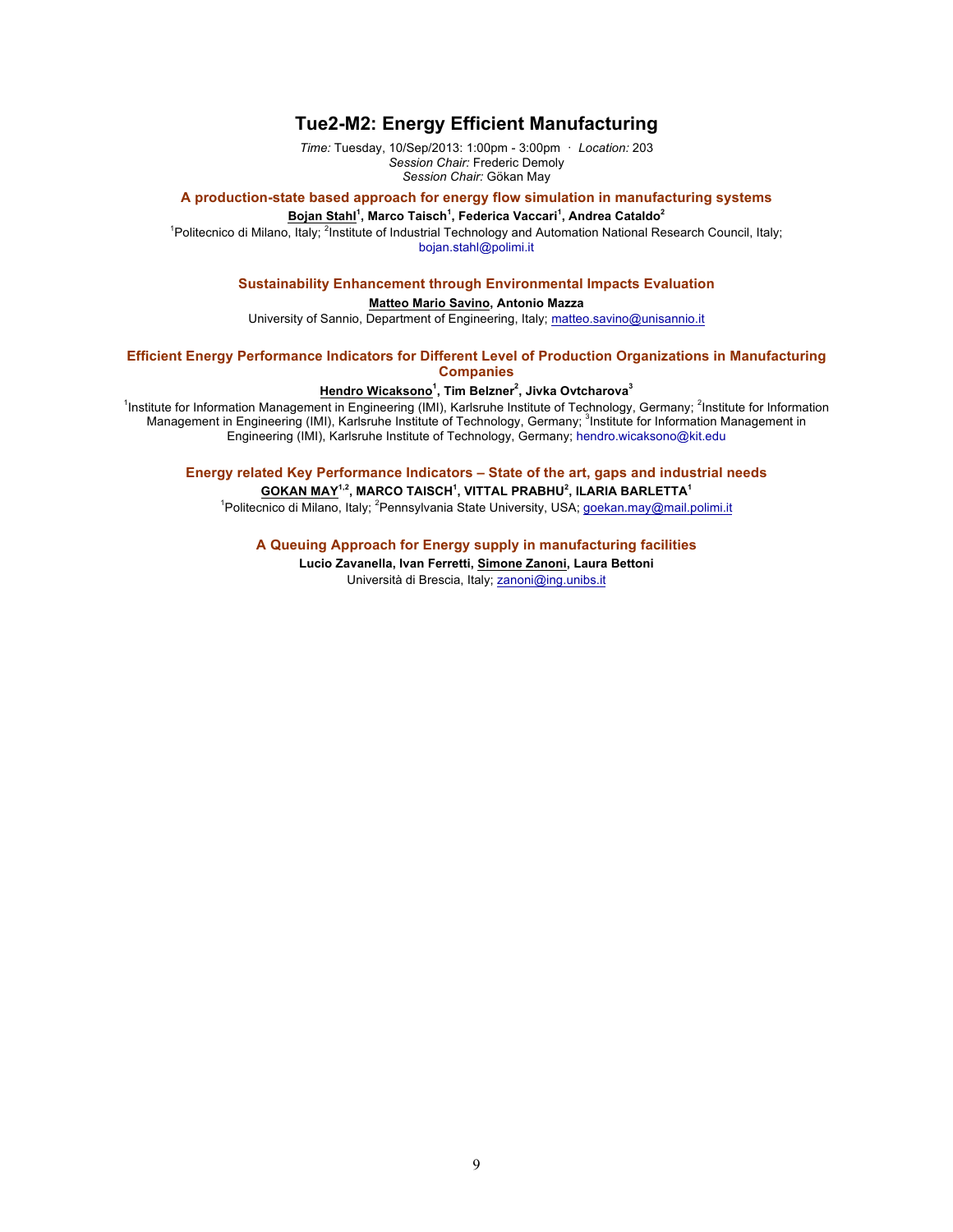# Tue2-M2: Energy Efficient Manufacturing

*Time:* Tuesday, 10/Sep/2013: 1:00pm - 3:00pm · *Location:* 203
*Session Chair:* Frederic Demoly
*Session Chair:* Gökan May

### A production-state based approach for energy flow simulation in manufacturing systems

**Bojan Stahl[1], Marco Taisch[1], Federica Vaccari[1], Andrea Cataldo[2]**

[1]Politecnico di Milano, Italy; [2]Institute of Industrial Technology and Automation National Research Council, Italy; bojan.stahl@polimi.it

### Sustainability Enhancement through Environmental Impacts Evaluation

**Matteo Mario Savino, Antonio Mazza**

University of Sannio, Department of Engineering, Italy; matteo.savino@unisannio.it

### Efficient Energy Performance Indicators for Different Level of Production Organizations in Manufacturing Companies

**Hendro Wicaksono[1], Tim Belzner[2], Jivka Ovtcharova[3]**

[1]Institute for Information Management in Engineering (IMI), Karlsruhe Institute of Technology, Germany; [2]Institute for Information Management in Engineering (IMI), Karlsruhe Institute of Technology, Germany; [3]Institute for Information Management in Engineering (IMI), Karlsruhe Institute of Technology, Germany; hendro.wicaksono@kit.edu

### Energy related Key Performance Indicators – State of the art, gaps and industrial needs

**GOKAN MAY[1,2], MARCO TAISCH[1], VITTAL PRABHU[2], ILARIA BARLETTA[1]**

[1]Politecnico di Milano, Italy; [2]Pennsylvania State University, USA; goekan.may@mail.polimi.it

### A Queuing Approach for Energy supply in manufacturing facilities

**Lucio Zavanella, Ivan Ferretti, Simone Zanoni, Laura Bettoni**

Università di Brescia, Italy; zanoni@ing.unibs.it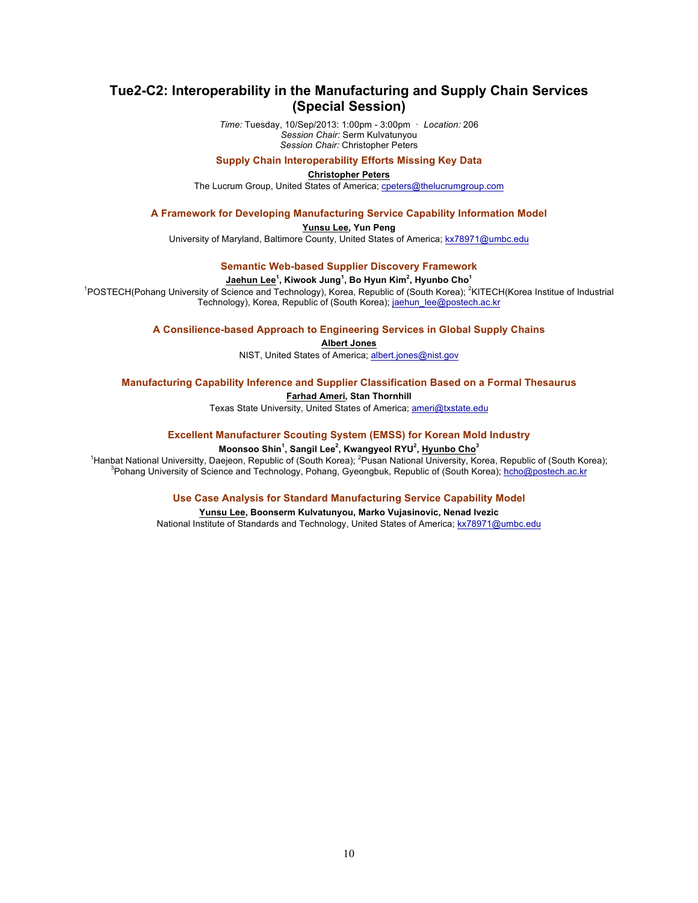# Tue2-C2: Interoperability in the Manufacturing and Supply Chain Services (Special Session)

*Time:* Tuesday, 10/Sep/2013: 1:00pm - 3:00pm · *Location:* 206
*Session Chair:* Serm Kulvatunyou
*Session Chair:* Christopher Peters

### Supply Chain Interoperability Efforts Missing Key Data

**Christopher Peters**

The Lucrum Group, United States of America; cpeters@thelucrumgroup.com

### A Framework for Developing Manufacturing Service Capability Information Model

**Yunsu Lee, Yun Peng**

University of Maryland, Baltimore County, United States of America; kx78971@umbc.edu

### Semantic Web-based Supplier Discovery Framework

**Jaehun Lee[1], Kiwook Jung[1], Bo Hyun Kim[2], Hyunbo Cho[1]**

[1]POSTECH(Pohang University of Science and Technology), Korea, Republic of (South Korea); [2]KITECH(Korea Institue of Industrial Technology), Korea, Republic of (South Korea); jaehun_lee@postech.ac.kr

### A Consilience-based Approach to Engineering Services in Global Supply Chains

**Albert Jones**

NIST, United States of America; albert.jones@nist.gov

### Manufacturing Capability Inference and Supplier Classification Based on a Formal Thesaurus

**Farhad Ameri, Stan Thornhill**

Texas State University, United States of America; ameri@txstate.edu

### Excellent Manufacturer Scouting System (EMSS) for Korean Mold Industry

**Moonsoo Shin[1], Sangil Lee[2], Kwangyeol RYU[2], Hyunbo Cho[3]**

[1]Hanbat National Universitty, Daejeon, Republic of (South Korea); [2]Pusan National University, Korea, Republic of (South Korea); [3]Pohang University of Science and Technology, Pohang, Gyeongbuk, Republic of (South Korea); hcho@postech.ac.kr

### Use Case Analysis for Standard Manufacturing Service Capability Model

**Yunsu Lee, Boonserm Kulvatunyou, Marko Vujasinovic, Nenad Ivezic**

National Institute of Standards and Technology, United States of America; kx78971@umbc.edu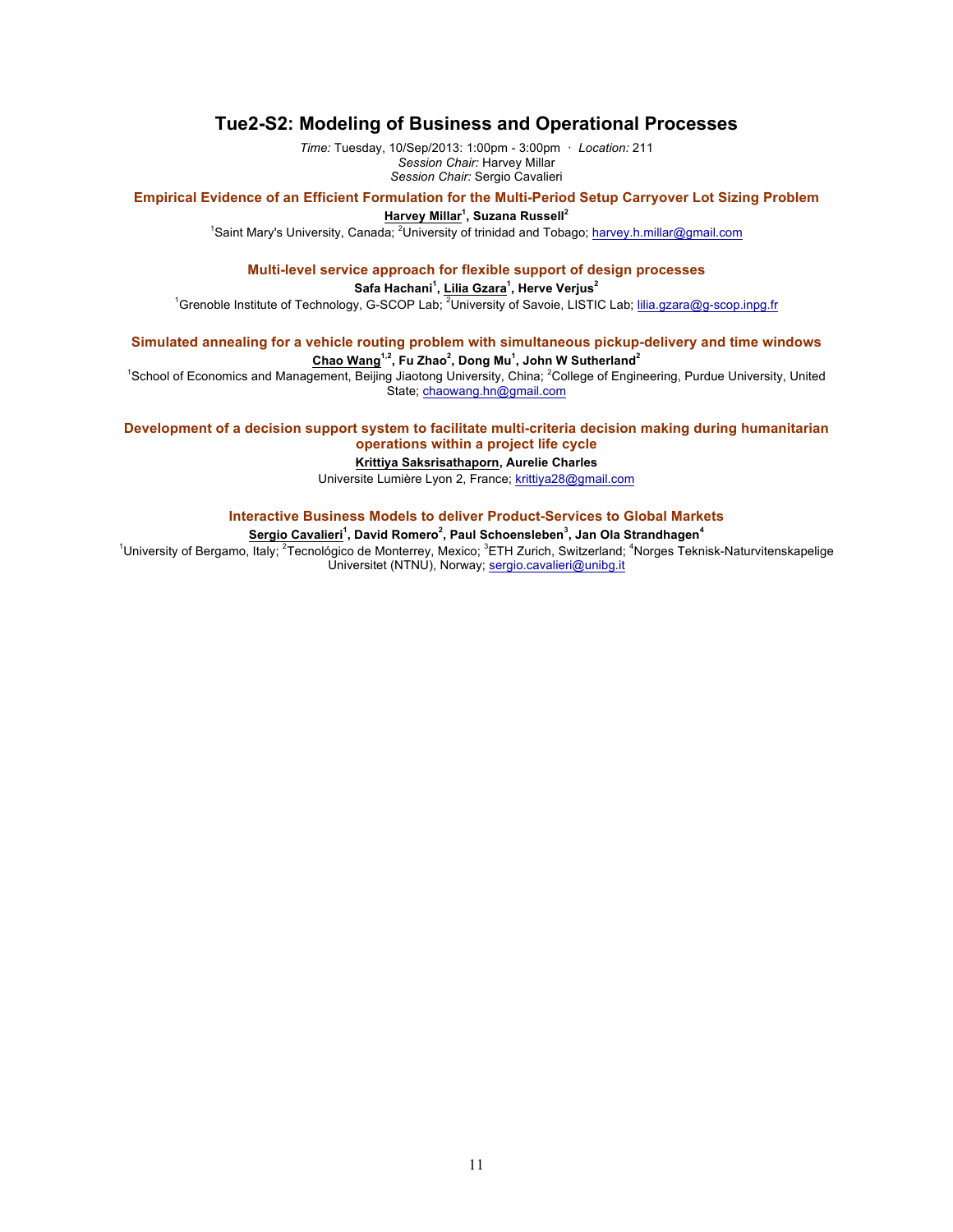## Tue2-S2: Modeling of Business and Operational Processes

*Time:* Tuesday, 10/Sep/2013: 1:00pm - 3:00pm · *Location:* 211
*Session Chair:* Harvey Millar
*Session Chair:* Sergio Cavalieri

### Empirical Evidence of an Efficient Formulation for the Multi-Period Setup Carryover Lot Sizing Problem

**Harvey Millar[1], Suzana Russell[2]**

[1]Saint Mary's University, Canada; [2]University of trinidad and Tobago; harvey.h.millar@gmail.com

### Multi-level service approach for flexible support of design processes

**Safa Hachani[1], Lilia Gzara[1], Herve Verjus[2]**

[1]Grenoble Institute of Technology, G-SCOP Lab; [2]University of Savoie, LISTIC Lab; lilia.gzara@g-scop.inpg.fr

### Simulated annealing for a vehicle routing problem with simultaneous pickup-delivery and time windows

**Chao Wang[1,2], Fu Zhao[2], Dong Mu[1], John W Sutherland[2]**

[1]School of Economics and Management, Beijing Jiaotong University, China; [2]College of Engineering, Purdue University, United State; chaowang.hn@gmail.com

### Development of a decision support system to facilitate multi-criteria decision making during humanitarian operations within a project life cycle

**Krittiya Saksrisathaporn, Aurelie Charles**

Universite Lumière Lyon 2, France; krittiya28@gmail.com

### Interactive Business Models to deliver Product-Services to Global Markets

**Sergio Cavalieri[1], David Romero[2], Paul Schoensleben[3], Jan Ola Strandhagen[4]**

[1]University of Bergamo, Italy; [2]Tecnológico de Monterrey, Mexico; [3]ETH Zurich, Switzerland; [4]Norges Teknisk-Naturvitenskapelige Universitet (NTNU), Norway; sergio.cavalieri@unibg.it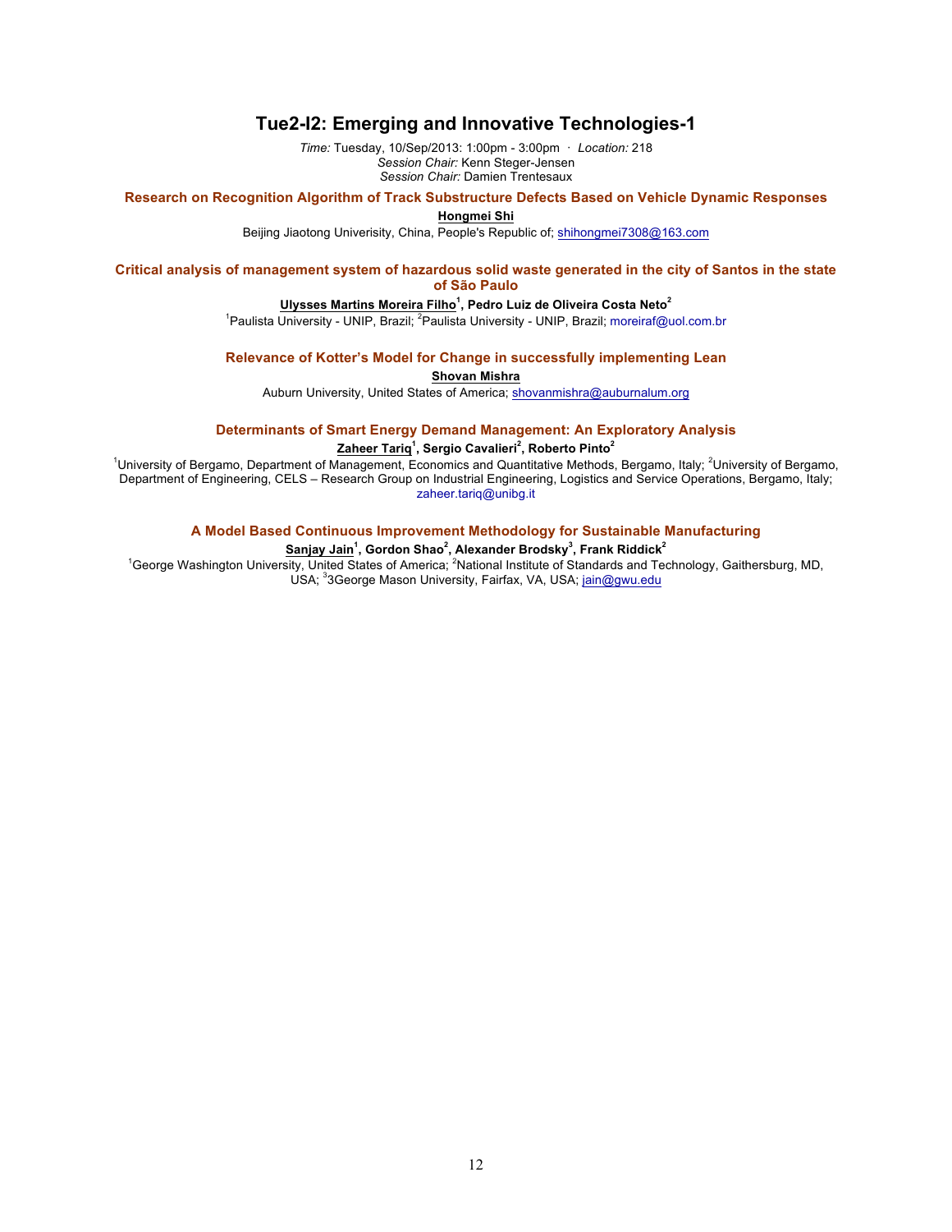## Tue2-I2: Emerging and Innovative Technologies-1

*Time:* Tuesday, 10/Sep/2013: 1:00pm - 3:00pm · *Location:* 218
*Session Chair:* Kenn Steger-Jensen
*Session Chair:* Damien Trentesaux

### Research on Recognition Algorithm of Track Substructure Defects Based on Vehicle Dynamic Responses

**Hongmei Shi**

Beijing Jiaotong Univerisity, China, People's Republic of; shihongmei7308@163.com

### Critical analysis of management system of hazardous solid waste generated in the city of Santos in the state of São Paulo

**Ulysses Martins Moreira Filho[1], Pedro Luiz de Oliveira Costa Neto[2]**

[1]Paulista University - UNIP, Brazil; [2]Paulista University - UNIP, Brazil; moreiraf@uol.com.br

### Relevance of Kotter's Model for Change in successfully implementing Lean

**Shovan Mishra**

Auburn University, United States of America; shovanmishra@auburnalum.org

### Determinants of Smart Energy Demand Management: An Exploratory Analysis

**Zaheer Tariq[1], Sergio Cavalieri[2], Roberto Pinto[2]**

[1]University of Bergamo, Department of Management, Economics and Quantitative Methods, Bergamo, Italy; [2]University of Bergamo, Department of Engineering, CELS – Research Group on Industrial Engineering, Logistics and Service Operations, Bergamo, Italy; zaheer.tariq@unibg.it

### A Model Based Continuous Improvement Methodology for Sustainable Manufacturing

**Sanjay Jain[1], Gordon Shao[2], Alexander Brodsky[3], Frank Riddick[2]**

[1]George Washington University, United States of America; [2]National Institute of Standards and Technology, Gaithersburg, MD, USA; [3]3George Mason University, Fairfax, VA, USA; jain@gwu.edu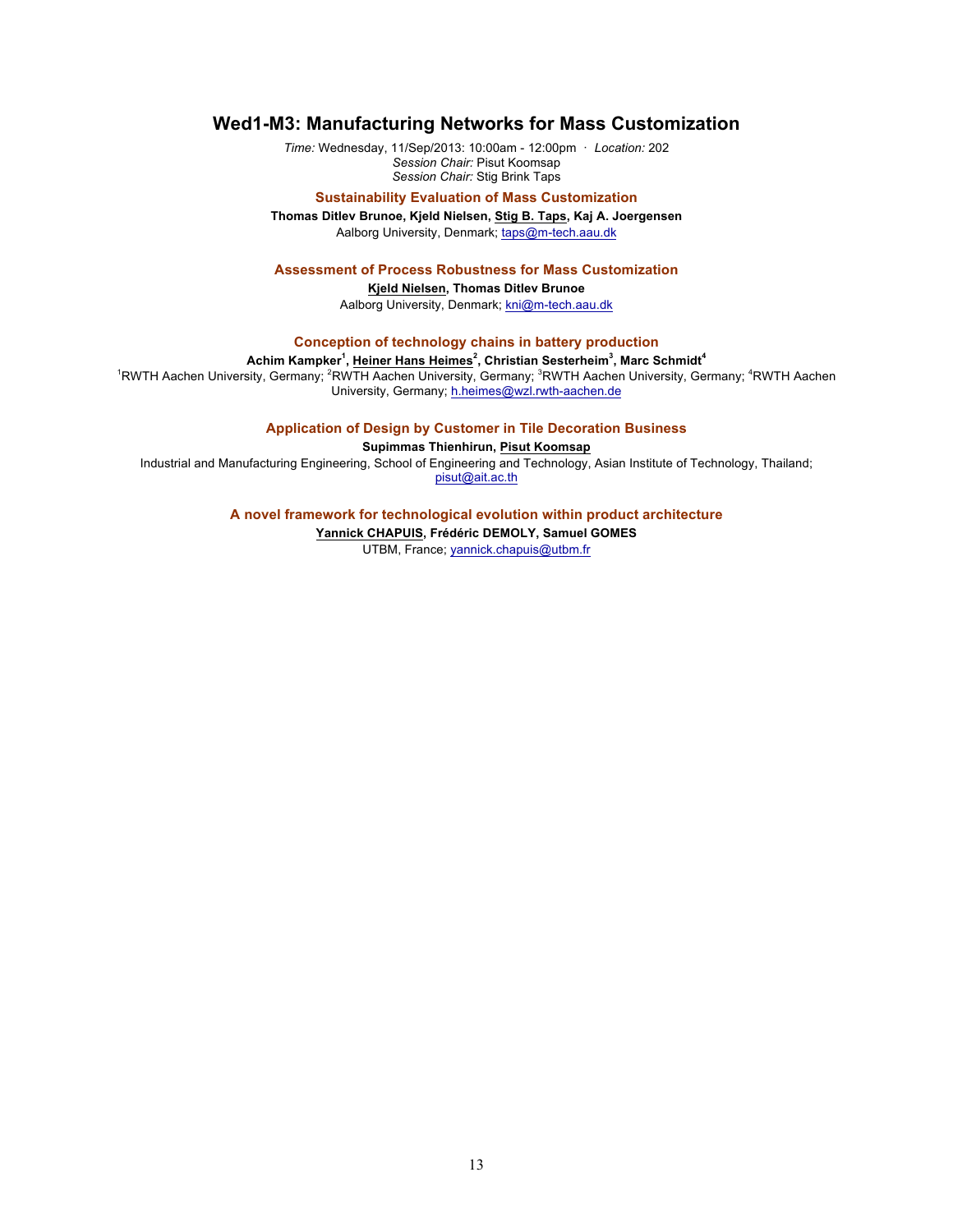## Wed1-M3: Manufacturing Networks for Mass Customization

*Time:* Wednesday, 11/Sep/2013: 10:00am - 12:00pm · *Location:* 202
*Session Chair:* Pisut Koomsap
*Session Chair:* Stig Brink Taps

### Sustainability Evaluation of Mass Customization

**Thomas Ditlev Brunoe, Kjeld Nielsen, Stig B. Taps, Kaj A. Joergensen**
Aalborg University, Denmark; taps@m-tech.aau.dk

### Assessment of Process Robustness for Mass Customization

**Kjeld Nielsen, Thomas Ditlev Brunoe**
Aalborg University, Denmark; kni@m-tech.aau.dk

### Conception of technology chains in battery production

**Achim Kampker[1], Heiner Hans Heimes[2], Christian Sesterheim[3], Marc Schmidt[4]**
[1]RWTH Aachen University, Germany; [2]RWTH Aachen University, Germany; [3]RWTH Aachen University, Germany; [4]RWTH Aachen University, Germany; h.heimes@wzl.rwth-aachen.de

### Application of Design by Customer in Tile Decoration Business

**Supimmas Thienhirun, Pisut Koomsap**
Industrial and Manufacturing Engineering, School of Engineering and Technology, Asian Institute of Technology, Thailand; pisut@ait.ac.th

### A novel framework for technological evolution within product architecture

**Yannick CHAPUIS, Frédéric DEMOLY, Samuel GOMES**
UTBM, France; yannick.chapuis@utbm.fr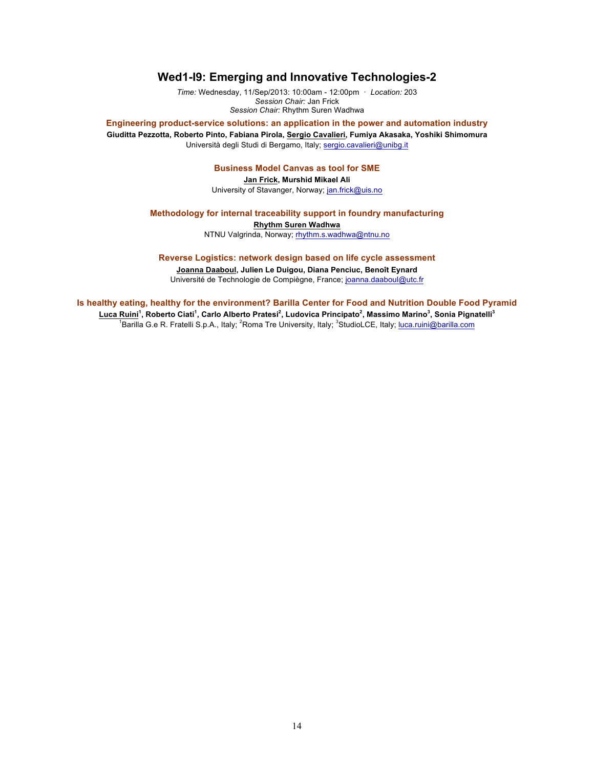# Wed1-I9: Emerging and Innovative Technologies-2

*Time:* Wednesday, 11/Sep/2013: 10:00am - 12:00pm · *Location:* 203
*Session Chair:* Jan Frick
*Session Chair:* Rhythm Suren Wadhwa

### Engineering product-service solutions: an application in the power and automation industry

**Giuditta Pezzotta, Roberto Pinto, Fabiana Pirola, Sergio Cavalieri, Fumiya Akasaka, Yoshiki Shimomura**
Università degli Studi di Bergamo, Italy; sergio.cavalieri@unibg.it

### Business Model Canvas as tool for SME

**Jan Frick, Murshid Mikael Ali**
University of Stavanger, Norway; jan.frick@uis.no

### Methodology for internal traceability support in foundry manufacturing

**Rhythm Suren Wadhwa**
NTNU Valgrinda, Norway; rhythm.s.wadhwa@ntnu.no

### Reverse Logistics: network design based on life cycle assessment

**Joanna Daaboul, Julien Le Duigou, Diana Penciuc, Benoît Eynard**
Université de Technologie de Compiègne, France; joanna.daaboul@utc.fr

### Is healthy eating, healthy for the environment? Barilla Center for Food and Nutrition Double Food Pyramid

**Luca Ruini[1], Roberto Ciati[1], Carlo Alberto Pratesi[2], Ludovica Principato[2], Massimo Marino[3], Sonia Pignatelli[3]**
[1]Barilla G.e R. Fratelli S.p.A., Italy; [2]Roma Tre University, Italy; [3]StudioLCE, Italy; luca.ruini@barilla.com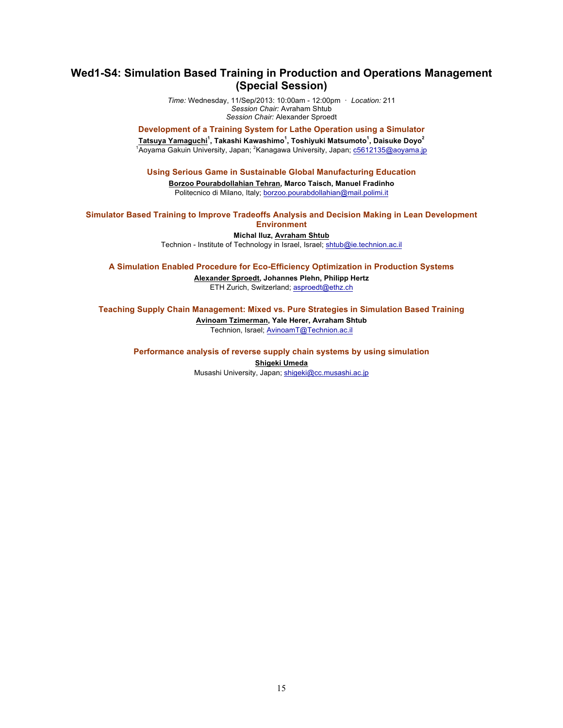# Wed1-S4: Simulation Based Training in Production and Operations Management (Special Session)

*Time:* Wednesday, 11/Sep/2013: 10:00am - 12:00pm · *Location:* 211
*Session Chair:* Avraham Shtub
*Session Chair:* Alexander Sproedt

### Development of a Training System for Lathe Operation using a Simulator

**Tatsuya Yamaguchi[1], Takashi Kawashimo[1], Toshiyuki Matsumoto[1], Daisuke Doyo[2]**
[1]Aoyama Gakuin University, Japan; [2]Kanagawa University, Japan; c5612135@aoyama.jp

### Using Serious Game in Sustainable Global Manufacturing Education

**Borzoo Pourabdollahian Tehran, Marco Taisch, Manuel Fradinho**
Politecnico di Milano, Italy; borzoo.pourabdollahian@mail.polimi.it

### Simulator Based Training to Improve Tradeoffs Analysis and Decision Making in Lean Development Environment

**Michal Iluz, Avraham Shtub**
Technion - Institute of Technology in Israel, Israel; shtub@ie.technion.ac.il

### A Simulation Enabled Procedure for Eco-Efficiency Optimization in Production Systems

**Alexander Sproedt, Johannes Plehn, Philipp Hertz**
ETH Zurich, Switzerland; asproedt@ethz.ch

### Teaching Supply Chain Management: Mixed vs. Pure Strategies in Simulation Based Training

**Avinoam Tzimerman, Yale Herer, Avraham Shtub**
Technion, Israel; AvinoamT@Technion.ac.il

### Performance analysis of reverse supply chain systems by using simulation

**Shigeki Umeda**
Musashi University, Japan; shigeki@cc.musashi.ac.jp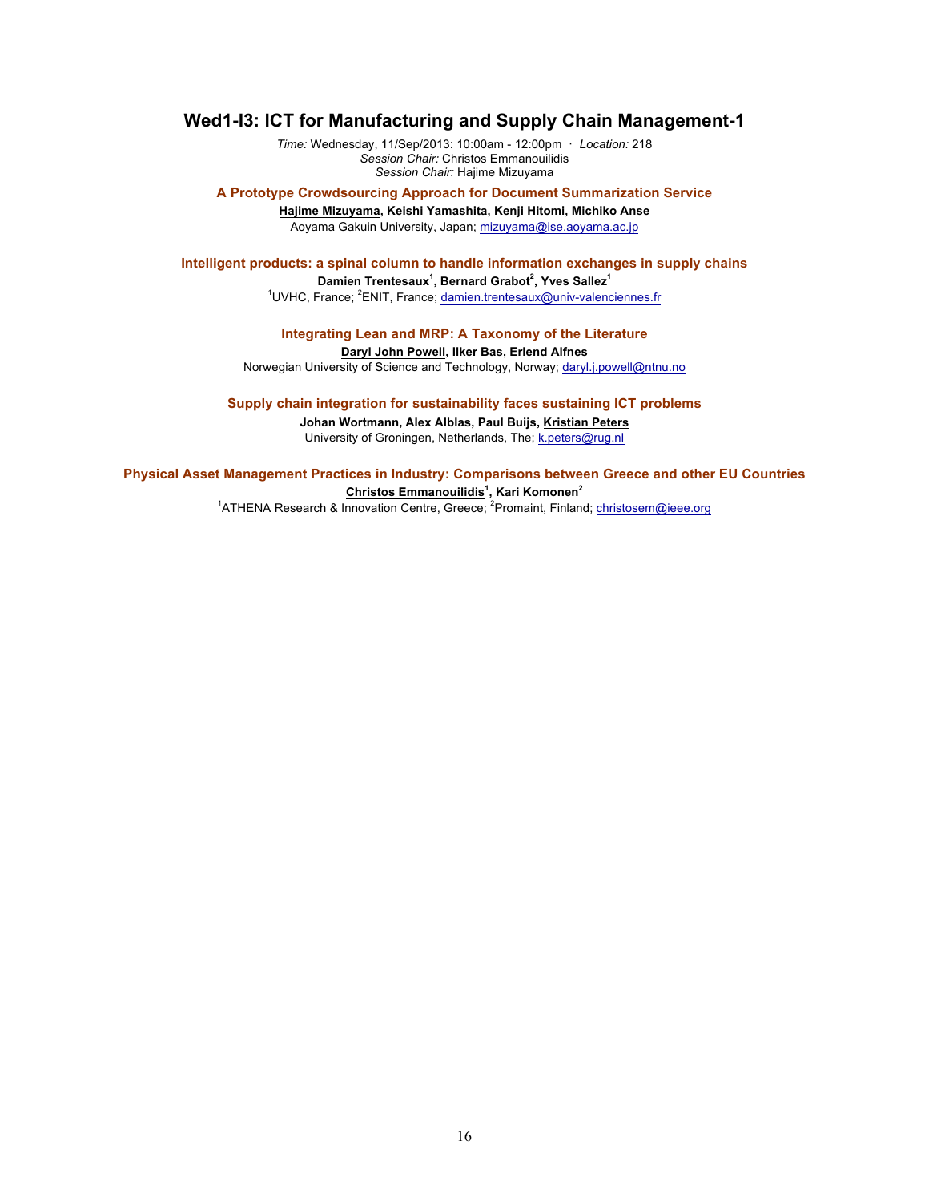## Wed1-I3: ICT for Manufacturing and Supply Chain Management-1

*Time:* Wednesday, 11/Sep/2013: 10:00am - 12:00pm · *Location:* 218
*Session Chair:* Christos Emmanouilidis
*Session Chair:* Hajime Mizuyama

### A Prototype Crowdsourcing Approach for Document Summarization Service

**Hajime Mizuyama, Keishi Yamashita, Kenji Hitomi, Michiko Anse**
Aoyama Gakuin University, Japan; mizuyama@ise.aoyama.ac.jp

### Intelligent products: a spinal column to handle information exchanges in supply chains

**Damien Trentesaux[1], Bernard Grabot[2], Yves Sallez[1]**
[1]UVHC, France; [2]ENIT, France; damien.trentesaux@univ-valenciennes.fr

### Integrating Lean and MRP: A Taxonomy of the Literature

**Daryl John Powell, Ilker Bas, Erlend Alfnes**
Norwegian University of Science and Technology, Norway; daryl.j.powell@ntnu.no

### Supply chain integration for sustainability faces sustaining ICT problems

**Johan Wortmann, Alex Alblas, Paul Buijs, Kristian Peters**
University of Groningen, Netherlands, The; k.peters@rug.nl

### Physical Asset Management Practices in Industry: Comparisons between Greece and other EU Countries

**Christos Emmanouilidis[1], Kari Komonen[2]**
[1]ATHENA Research & Innovation Centre, Greece; [2]Promaint, Finland; christosem@ieee.org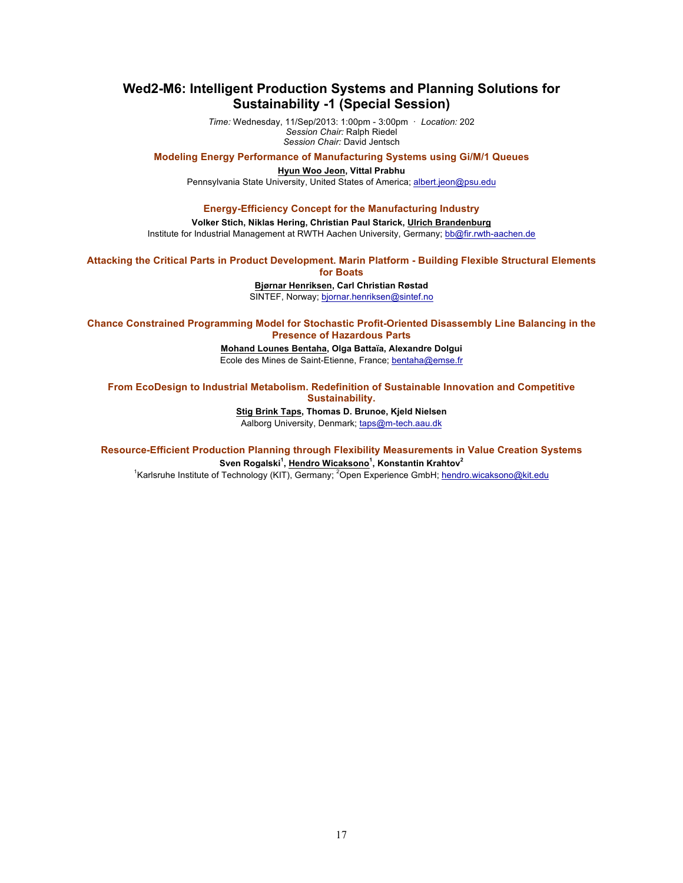## Wed2-M6: Intelligent Production Systems and Planning Solutions for Sustainability -1 (Special Session)

*Time:* Wednesday, 11/Sep/2013: 1:00pm - 3:00pm · *Location:* 202
*Session Chair:* Ralph Riedel
*Session Chair:* David Jentsch

### Modeling Energy Performance of Manufacturing Systems using Gi/M/1 Queues

**Hyun Woo Jeon, Vittal Prabhu**
Pennsylvania State University, United States of America; albert.jeon@psu.edu

### Energy-Efficiency Concept for the Manufacturing Industry

**Volker Stich, Niklas Hering, Christian Paul Starick, Ulrich Brandenburg**
Institute for Industrial Management at RWTH Aachen University, Germany; bb@fir.rwth-aachen.de

### Attacking the Critical Parts in Product Development. Marin Platform - Building Flexible Structural Elements for Boats

**Bjørnar Henriksen, Carl Christian Røstad**
SINTEF, Norway; bjornar.henriksen@sintef.no

### Chance Constrained Programming Model for Stochastic Profit-Oriented Disassembly Line Balancing in the Presence of Hazardous Parts

**Mohand Lounes Bentaha, Olga Battaïa, Alexandre Dolgui**
Ecole des Mines de Saint-Etienne, France; bentaha@emse.fr

### From EcoDesign to Industrial Metabolism. Redefinition of Sustainable Innovation and Competitive Sustainability.

**Stig Brink Taps, Thomas D. Brunoe, Kjeld Nielsen**
Aalborg University, Denmark; taps@m-tech.aau.dk

### Resource-Efficient Production Planning through Flexibility Measurements in Value Creation Systems

**Sven Rogalski[1], Hendro Wicaksono[1], Konstantin Krahtov[2]**
[1]Karlsruhe Institute of Technology (KIT), Germany; [2]Open Experience GmbH; hendro.wicaksono@kit.edu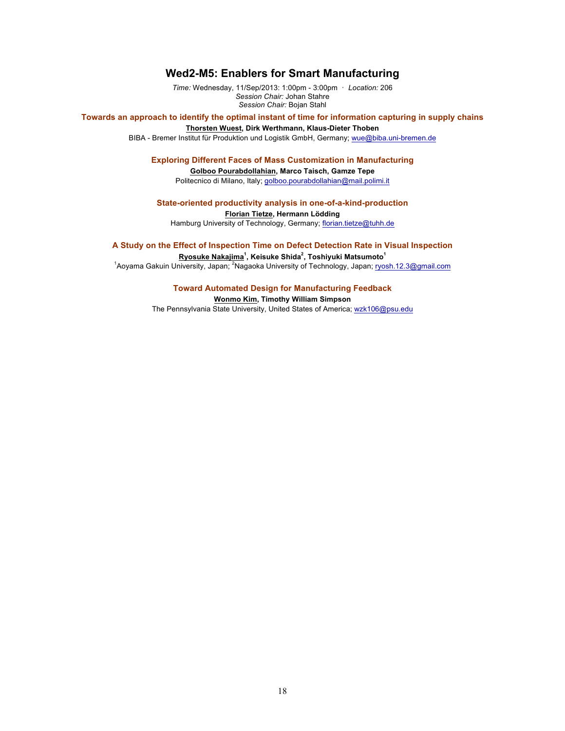## Wed2-M5: Enablers for Smart Manufacturing

*Time:* Wednesday, 11/Sep/2013: 1:00pm - 3:00pm · *Location:* 206
*Session Chair:* Johan Stahre
*Session Chair:* Bojan Stahl

### Towards an approach to identify the optimal instant of time for information capturing in supply chains

**Thorsten Wuest, Dirk Werthmann, Klaus-Dieter Thoben**

BIBA - Bremer Institut für Produktion und Logistik GmbH, Germany; wue@biba.uni-bremen.de

### Exploring Different Faces of Mass Customization in Manufacturing

**Golboo Pourabdollahian, Marco Taisch, Gamze Tepe**

Politecnico di Milano, Italy; golboo.pourabdollahian@mail.polimi.it

### State-oriented productivity analysis in one-of-a-kind-production

**Florian Tietze, Hermann Lödding**

Hamburg University of Technology, Germany; florian.tietze@tuhh.de

### A Study on the Effect of Inspection Time on Defect Detection Rate in Visual Inspection

**Ryosuke Nakajima[1], Keisuke Shida[2], Toshiyuki Matsumoto[1]**

[1]Aoyama Gakuin University, Japan; [2]Nagaoka University of Technology, Japan; ryosh.12.3@gmail.com

### Toward Automated Design for Manufacturing Feedback

**Wonmo Kim, Timothy William Simpson**

The Pennsylvania State University, United States of America; wzk106@psu.edu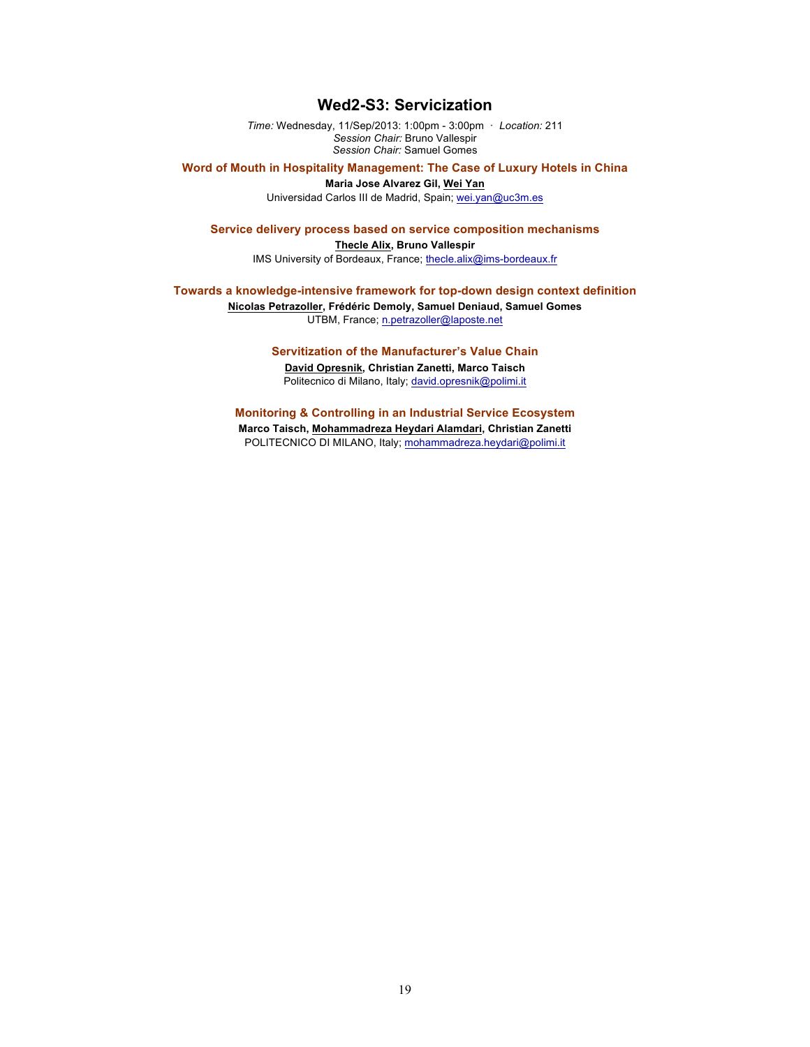## Wed2-S3: Servicization

*Time:* Wednesday, 11/Sep/2013: 1:00pm - 3:00pm · *Location:* 211
*Session Chair:* Bruno Vallespir
*Session Chair:* Samuel Gomes

### Word of Mouth in Hospitality Management: The Case of Luxury Hotels in China

**Maria Jose Alvarez Gil, Wei Yan**
Universidad Carlos III de Madrid, Spain; wei.yan@uc3m.es

### Service delivery process based on service composition mechanisms

**Thecle Alix, Bruno Vallespir**
IMS University of Bordeaux, France; thecle.alix@ims-bordeaux.fr

### Towards a knowledge-intensive framework for top-down design context definition

**Nicolas Petrazoller, Frédéric Demoly, Samuel Deniaud, Samuel Gomes**
UTBM, France; n.petrazoller@laposte.net

### Servitization of the Manufacturer's Value Chain

**David Opresnik, Christian Zanetti, Marco Taisch**
Politecnico di Milano, Italy; david.opresnik@polimi.it

### Monitoring & Controlling in an Industrial Service Ecosystem

**Marco Taisch, Mohammadreza Heydari Alamdari, Christian Zanetti**
POLITECNICO DI MILANO, Italy; mohammadreza.heydari@polimi.it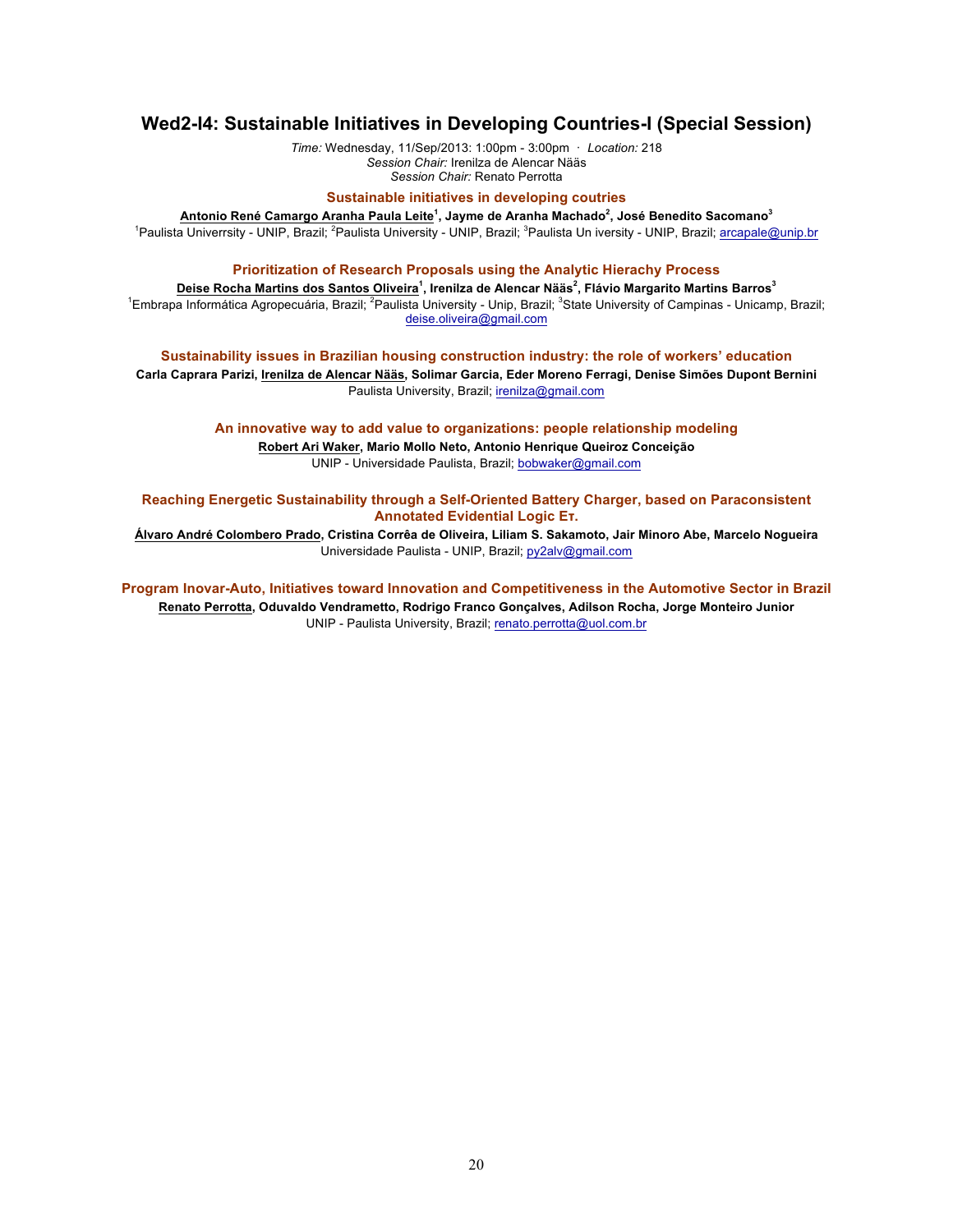## Wed2-I4: Sustainable Initiatives in Developing Countries-I (Special Session)

*Time:* Wednesday, 11/Sep/2013: 1:00pm - 3:00pm · *Location:* 218
*Session Chair:* Irenilza de Alencar Nääs
*Session Chair:* Renato Perrotta

### Sustainable initiatives in developing coutries

**Antonio René Camargo Aranha Paula Leite[1], Jayme de Aranha Machado[2], José Benedito Sacomano[3]**
[1]Paulista Univerrsity - UNIP, Brazil; [2]Paulista University - UNIP, Brazil; [3]Paulista Un iversity - UNIP, Brazil; arcapale@unip.br

### Prioritization of Research Proposals using the Analytic Hierachy Process

**Deise Rocha Martins dos Santos Oliveira[1], Irenilza de Alencar Nääs[2], Flávio Margarito Martins Barros[3]**
[1]Embrapa Informática Agropecuária, Brazil; [2]Paulista University - Unip, Brazil; [3]State University of Campinas - Unicamp, Brazil; deise.oliveira@gmail.com

### Sustainability issues in Brazilian housing construction industry: the role of workers' education

**Carla Caprara Parizi, Irenilza de Alencar Nääs, Solimar Garcia, Eder Moreno Ferragi, Denise Simões Dupont Bernini**
Paulista University, Brazil; irenilza@gmail.com

### An innovative way to add value to organizations: people relationship modeling

**Robert Ari Waker, Mario Mollo Neto, Antonio Henrique Queiroz Conceição**
UNIP - Universidade Paulista, Brazil; bobwaker@gmail.com

### Reaching Energetic Sustainability through a Self-Oriented Battery Charger, based on Paraconsistent Annotated Evidential Logic Eτ.

**Álvaro André Colombero Prado, Cristina Corrêa de Oliveira, Liliam S. Sakamoto, Jair Minoro Abe, Marcelo Nogueira**
Universidade Paulista - UNIP, Brazil; py2alv@gmail.com

### Program Inovar-Auto, Initiatives toward Innovation and Competitiveness in the Automotive Sector in Brazil

**Renato Perrotta, Oduvaldo Vendrametto, Rodrigo Franco Gonçalves, Adilson Rocha, Jorge Monteiro Junior**
UNIP - Paulista University, Brazil; renato.perrotta@uol.com.br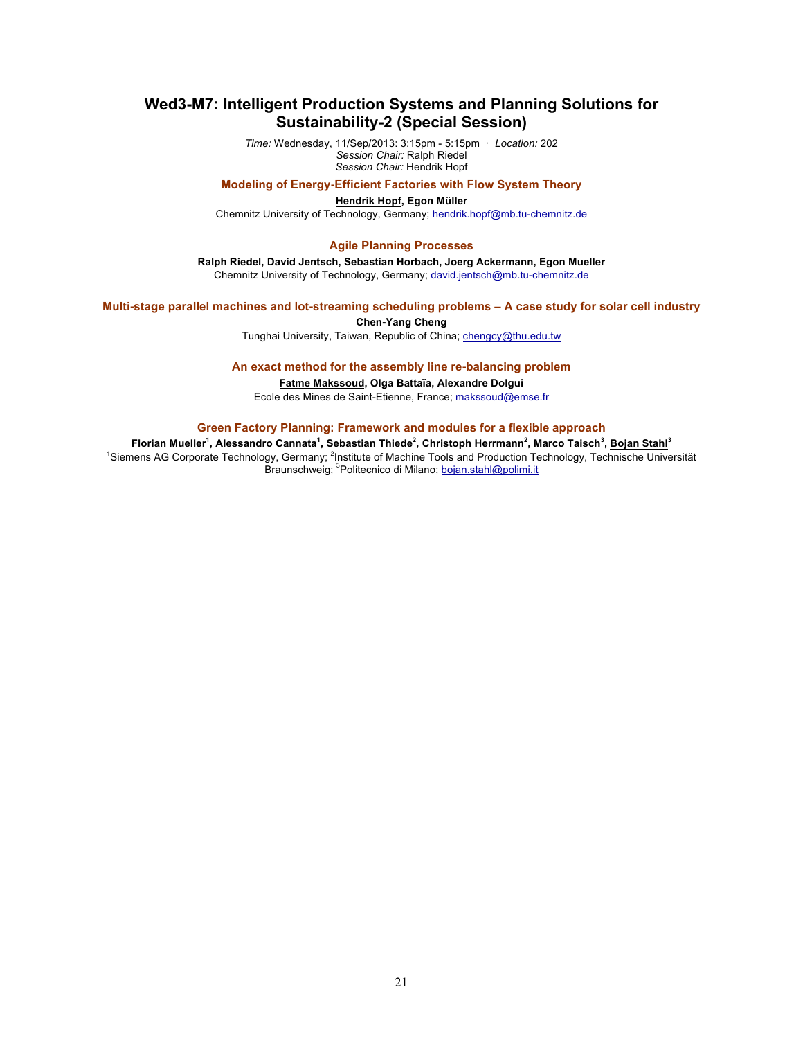# Wed3-M7: Intelligent Production Systems and Planning Solutions for Sustainability-2 (Special Session)

*Time:* Wednesday, 11/Sep/2013: 3:15pm - 5:15pm · *Location:* 202
*Session Chair:* Ralph Riedel
*Session Chair:* Hendrik Hopf

### Modeling of Energy-Efficient Factories with Flow System Theory

**Hendrik Hopf, Egon Müller**
Chemnitz University of Technology, Germany; hendrik.hopf@mb.tu-chemnitz.de

### Agile Planning Processes

**Ralph Riedel, David Jentsch, Sebastian Horbach, Joerg Ackermann, Egon Mueller**
Chemnitz University of Technology, Germany; david.jentsch@mb.tu-chemnitz.de

### Multi-stage parallel machines and lot-streaming scheduling problems – A case study for solar cell industry

**Chen-Yang Cheng**
Tunghai University, Taiwan, Republic of China; chengcy@thu.edu.tw

### An exact method for the assembly line re-balancing problem

**Fatme Makssoud, Olga Battaïa, Alexandre Dolgui**
Ecole des Mines de Saint-Etienne, France; makssoud@emse.fr

### Green Factory Planning: Framework and modules for a flexible approach

**Florian Mueller[1], Alessandro Cannata[1], Sebastian Thiede[2], Christoph Herrmann[2], Marco Taisch[3], Bojan Stahl[3]**
[1]Siemens AG Corporate Technology, Germany; [2]Institute of Machine Tools and Production Technology, Technische Universität Braunschweig; [3]Politecnico di Milano; bojan.stahl@polimi.it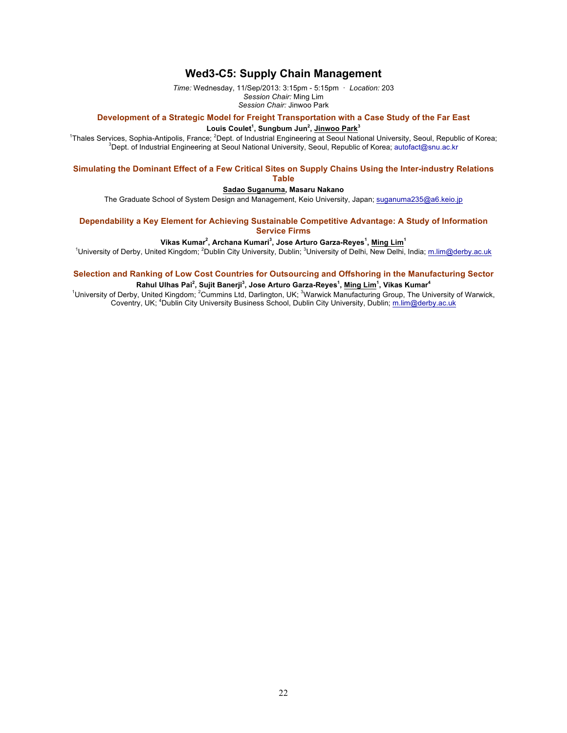## Wed3-C5: Supply Chain Management

*Time:* Wednesday, 11/Sep/2013: 3:15pm - 5:15pm · *Location:* 203
*Session Chair:* Ming Lim
*Session Chair:* Jinwoo Park

### Development of a Strategic Model for Freight Transportation with a Case Study of the Far East

**Louis Coulet[1], Sungbum Jun[2], Jinwoo Park[3]**

[1]Thales Services, Sophia-Antipolis, France; [2]Dept. of Industrial Engineering at Seoul National University, Seoul, Republic of Korea; [3]Dept. of Industrial Engineering at Seoul National University, Seoul, Republic of Korea; autofact@snu.ac.kr

### Simulating the Dominant Effect of a Few Critical Sites on Supply Chains Using the Inter-industry Relations Table

**Sadao Suganuma, Masaru Nakano**

The Graduate School of System Design and Management, Keio University, Japan; suganuma235@a6.keio.jp

### Dependability a Key Element for Achieving Sustainable Competitive Advantage: A Study of Information Service Firms

**Vikas Kumar[2], Archana Kumari[3], Jose Arturo Garza-Reyes[1], Ming Lim[1]**

[1]University of Derby, United Kingdom; [2]Dublin City University, Dublin; [3]University of Delhi, New Delhi, India; m.lim@derby.ac.uk

### Selection and Ranking of Low Cost Countries for Outsourcing and Offshoring in the Manufacturing Sector

**Rahul Ulhas Pai[2], Sujit Banerji[3], Jose Arturo Garza-Reyes[1], Ming Lim[1], Vikas Kumar[4]**

[1]University of Derby, United Kingdom; [2]Cummins Ltd, Darlington, UK; [3]Warwick Manufacturing Group, The University of Warwick, Coventry, UK; [4]Dublin City University Business School, Dublin City University, Dublin; m.lim@derby.ac.uk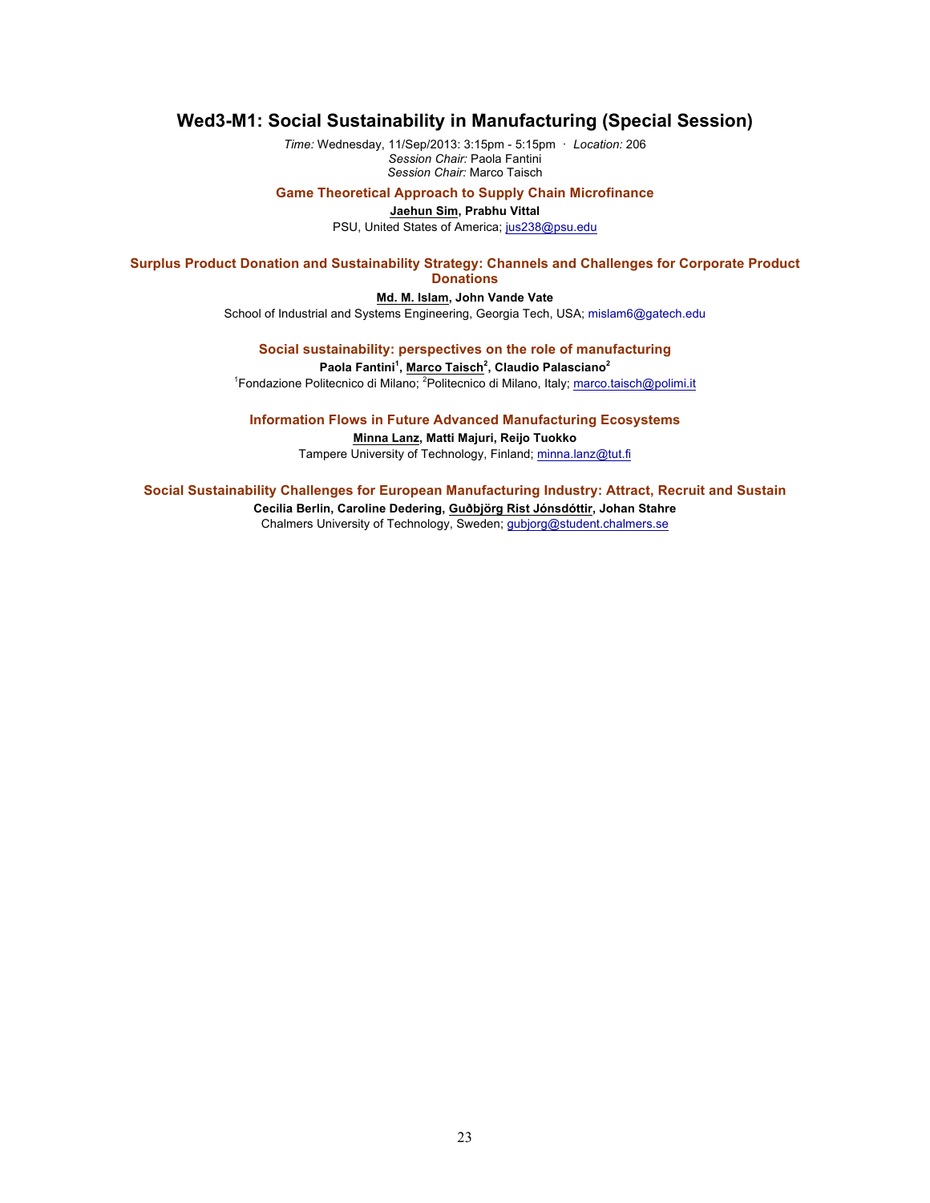## Wed3-M1: Social Sustainability in Manufacturing (Special Session)

*Time:* Wednesday, 11/Sep/2013: 3:15pm - 5:15pm · *Location:* 206
*Session Chair:* Paola Fantini
*Session Chair:* Marco Taisch

### Game Theoretical Approach to Supply Chain Microfinance

**Jaehun Sim, Prabhu Vittal**
PSU, United States of America; jus238@psu.edu

### Surplus Product Donation and Sustainability Strategy: Channels and Challenges for Corporate Product Donations

**Md. M. Islam, John Vande Vate**
School of Industrial and Systems Engineering, Georgia Tech, USA; mislam6@gatech.edu

### Social sustainability: perspectives on the role of manufacturing

**Paola Fantini[1], Marco Taisch[2], Claudio Palasciano[2]**
[1]Fondazione Politecnico di Milano; [2]Politecnico di Milano, Italy; marco.taisch@polimi.it

### Information Flows in Future Advanced Manufacturing Ecosystems

**Minna Lanz, Matti Majuri, Reijo Tuokko**
Tampere University of Technology, Finland; minna.lanz@tut.fi

### Social Sustainability Challenges for European Manufacturing Industry: Attract, Recruit and Sustain

**Cecilia Berlin, Caroline Dedering, Guðbjörg Rist Jónsdóttir, Johan Stahre**
Chalmers University of Technology, Sweden; gubjorg@student.chalmers.se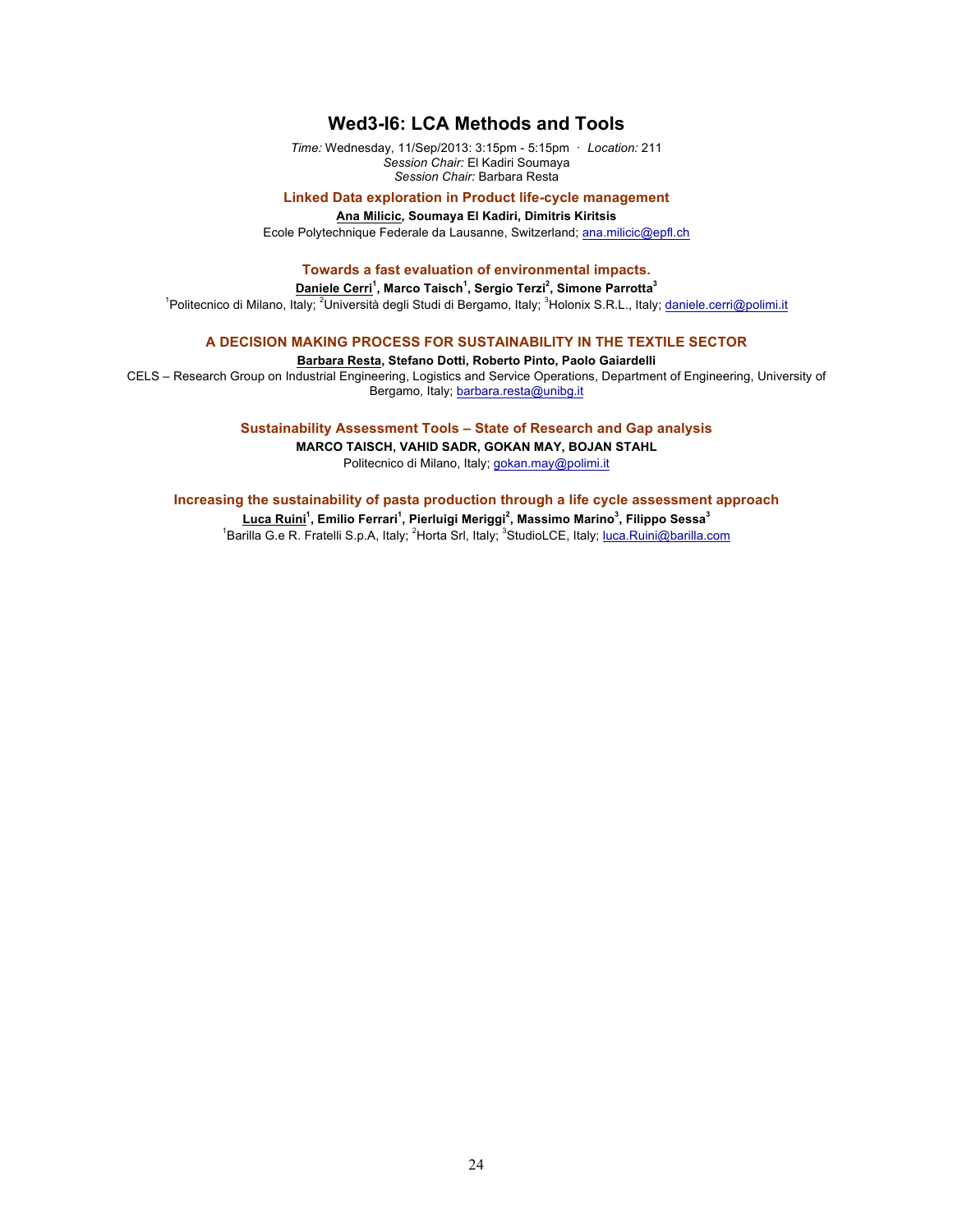# Wed3-I6: LCA Methods and Tools

*Time:* Wednesday, 11/Sep/2013: 3:15pm - 5:15pm · *Location:* 211
*Session Chair:* El Kadiri Soumaya
*Session Chair:* Barbara Resta

### Linked Data exploration in Product life-cycle management

**Ana Milicic, Soumaya El Kadiri, Dimitris Kiritsis**

Ecole Polytechnique Federale da Lausanne, Switzerland; ana.milicic@epfl.ch

### Towards a fast evaluation of environmental impacts.

**Daniele Cerri[1], Marco Taisch[1], Sergio Terzi[2], Simone Parrotta[3]**

[1]Politecnico di Milano, Italy; [2]Università degli Studi di Bergamo, Italy; [3]Holonix S.R.L., Italy; daniele.cerri@polimi.it

### A DECISION MAKING PROCESS FOR SUSTAINABILITY IN THE TEXTILE SECTOR

**Barbara Resta, Stefano Dotti, Roberto Pinto, Paolo Gaiardelli**

CELS – Research Group on Industrial Engineering, Logistics and Service Operations, Department of Engineering, University of Bergamo, Italy; barbara.resta@unibg.it

### Sustainability Assessment Tools – State of Research and Gap analysis

**MARCO TAISCH, VAHID SADR, GOKAN MAY, BOJAN STAHL**

Politecnico di Milano, Italy; gokan.may@polimi.it

### Increasing the sustainability of pasta production through a life cycle assessment approach

**Luca Ruini[1], Emilio Ferrari[1], Pierluigi Meriggi[2], Massimo Marino[3], Filippo Sessa[3]**

[1]Barilla G.e R. Fratelli S.p.A, Italy; [2]Horta Srl, Italy; [3]StudioLCE, Italy; luca.Ruini@barilla.com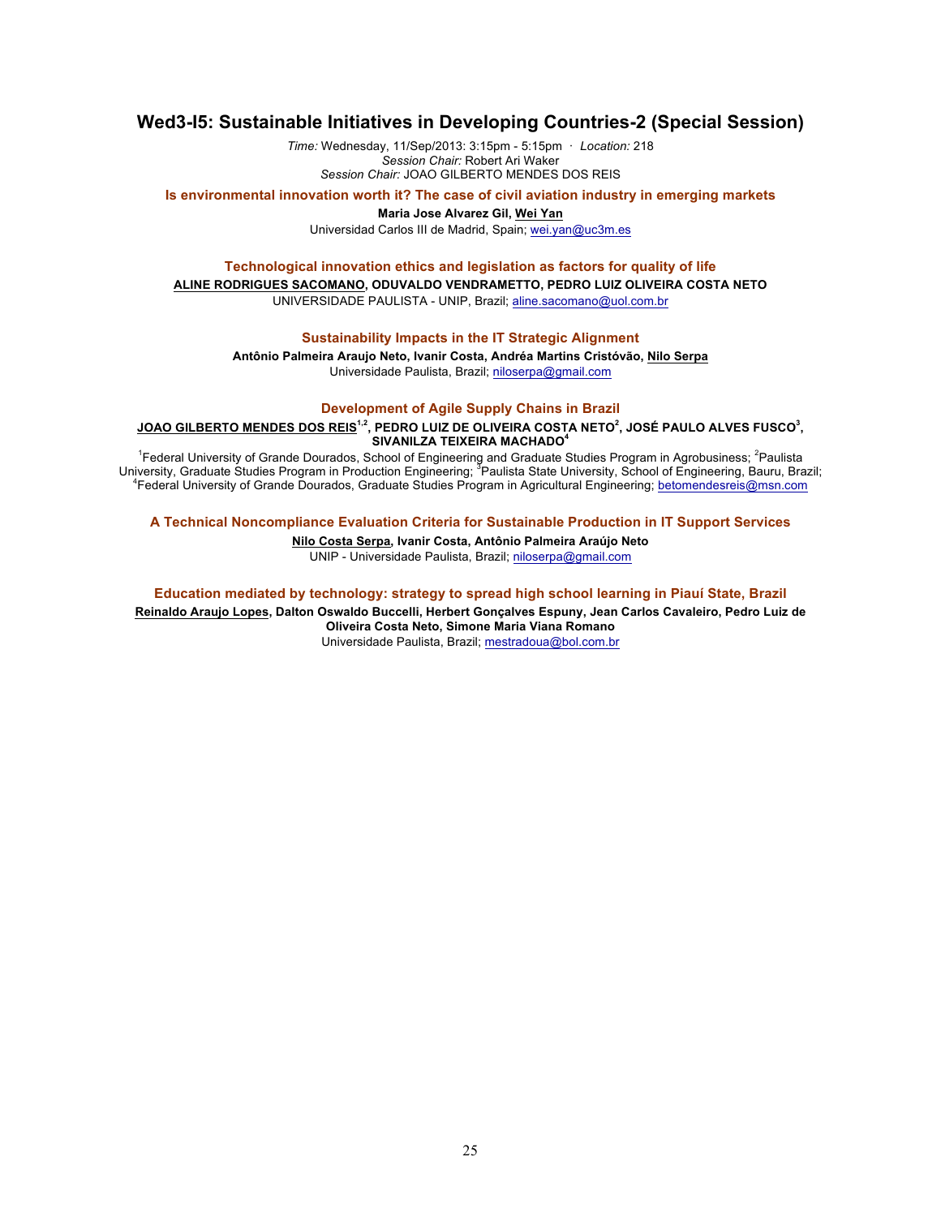## Wed3-I5: Sustainable Initiatives in Developing Countries-2 (Special Session)

*Time:* Wednesday, 11/Sep/2013: 3:15pm - 5:15pm · *Location:* 218
*Session Chair:* Robert Ari Waker
*Session Chair:* JOAO GILBERTO MENDES DOS REIS

### Is environmental innovation worth it? The case of civil aviation industry in emerging markets

**Maria Jose Alvarez Gil, Wei Yan**
Universidad Carlos III de Madrid, Spain; wei.yan@uc3m.es

### Technological innovation ethics and legislation as factors for quality of life

**ALINE RODRIGUES SACOMANO, ODUVALDO VENDRAMETTO, PEDRO LUIZ OLIVEIRA COSTA NETO**
UNIVERSIDADE PAULISTA - UNIP, Brazil; aline.sacomano@uol.com.br

### Sustainability Impacts in the IT Strategic Alignment

**Antônio Palmeira Araujo Neto, Ivanir Costa, Andréa Martins Cristóvão, Nilo Serpa**
Universidade Paulista, Brazil; niloserpa@gmail.com

### Development of Agile Supply Chains in Brazil

**JOAO GILBERTO MENDES DOS REIS[1,2], PEDRO LUIZ DE OLIVEIRA COSTA NETO[2], JOSÉ PAULO ALVES FUSCO[3], SIVANILZA TEIXEIRA MACHADO[4]**
[1]Federal University of Grande Dourados, School of Engineering and Graduate Studies Program in Agrobusiness; [2]Paulista University, Graduate Studies Program in Production Engineering; [3]Paulista State University, School of Engineering, Bauru, Brazil; [4]Federal University of Grande Dourados, Graduate Studies Program in Agricultural Engineering; betomendesreis@msn.com

### A Technical Noncompliance Evaluation Criteria for Sustainable Production in IT Support Services

**Nilo Costa Serpa, Ivanir Costa, Antônio Palmeira Araújo Neto**
UNIP - Universidade Paulista, Brazil; niloserpa@gmail.com

### Education mediated by technology: strategy to spread high school learning in Piauí State, Brazil

**Reinaldo Araujo Lopes, Dalton Oswaldo Buccelli, Herbert Gonçalves Espuny, Jean Carlos Cavaleiro, Pedro Luiz de Oliveira Costa Neto, Simone Maria Viana Romano**
Universidade Paulista, Brazil; mestradoua@bol.com.br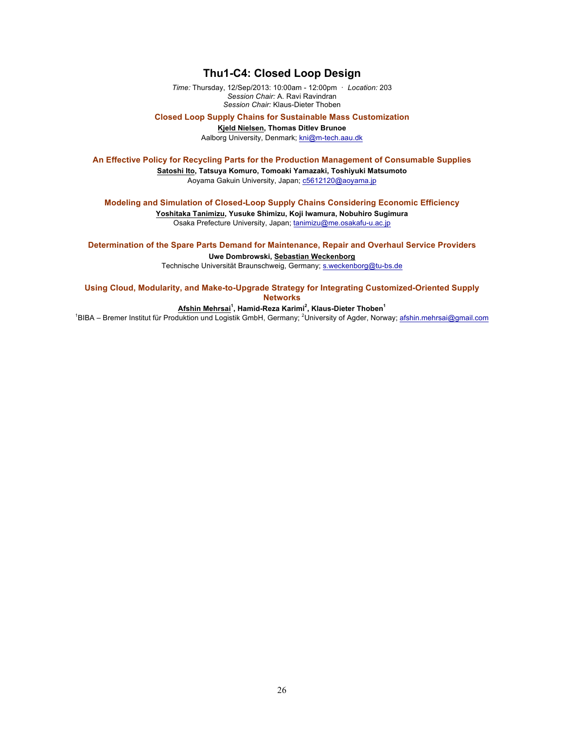# Thu1-C4: Closed Loop Design

*Time:* Thursday, 12/Sep/2013: 10:00am - 12:00pm · *Location:* 203
*Session Chair:* A. Ravi Ravindran
*Session Chair:* Klaus-Dieter Thoben

### Closed Loop Supply Chains for Sustainable Mass Customization

**Kjeld Nielsen, Thomas Ditlev Brunoe**
Aalborg University, Denmark; kni@m-tech.aau.dk

### An Effective Policy for Recycling Parts for the Production Management of Consumable Supplies

**Satoshi Ito, Tatsuya Komuro, Tomoaki Yamazaki, Toshiyuki Matsumoto**
Aoyama Gakuin University, Japan; c5612120@aoyama.jp

### Modeling and Simulation of Closed-Loop Supply Chains Considering Economic Efficiency

**Yoshitaka Tanimizu, Yusuke Shimizu, Koji Iwamura, Nobuhiro Sugimura**
Osaka Prefecture University, Japan; tanimizu@me.osakafu-u.ac.jp

### Determination of the Spare Parts Demand for Maintenance, Repair and Overhaul Service Providers

**Uwe Dombrowski, Sebastian Weckenborg**
Technische Universität Braunschweig, Germany; s.weckenborg@tu-bs.de

### Using Cloud, Modularity, and Make-to-Upgrade Strategy for Integrating Customized-Oriented Supply Networks

**Afshin Mehrsai[1], Hamid-Reza Karimi[2], Klaus-Dieter Thoben[1]**
[1]BIBA – Bremer Institut für Produktion und Logistik GmbH, Germany; [2]University of Agder, Norway; afshin.mehrsai@gmail.com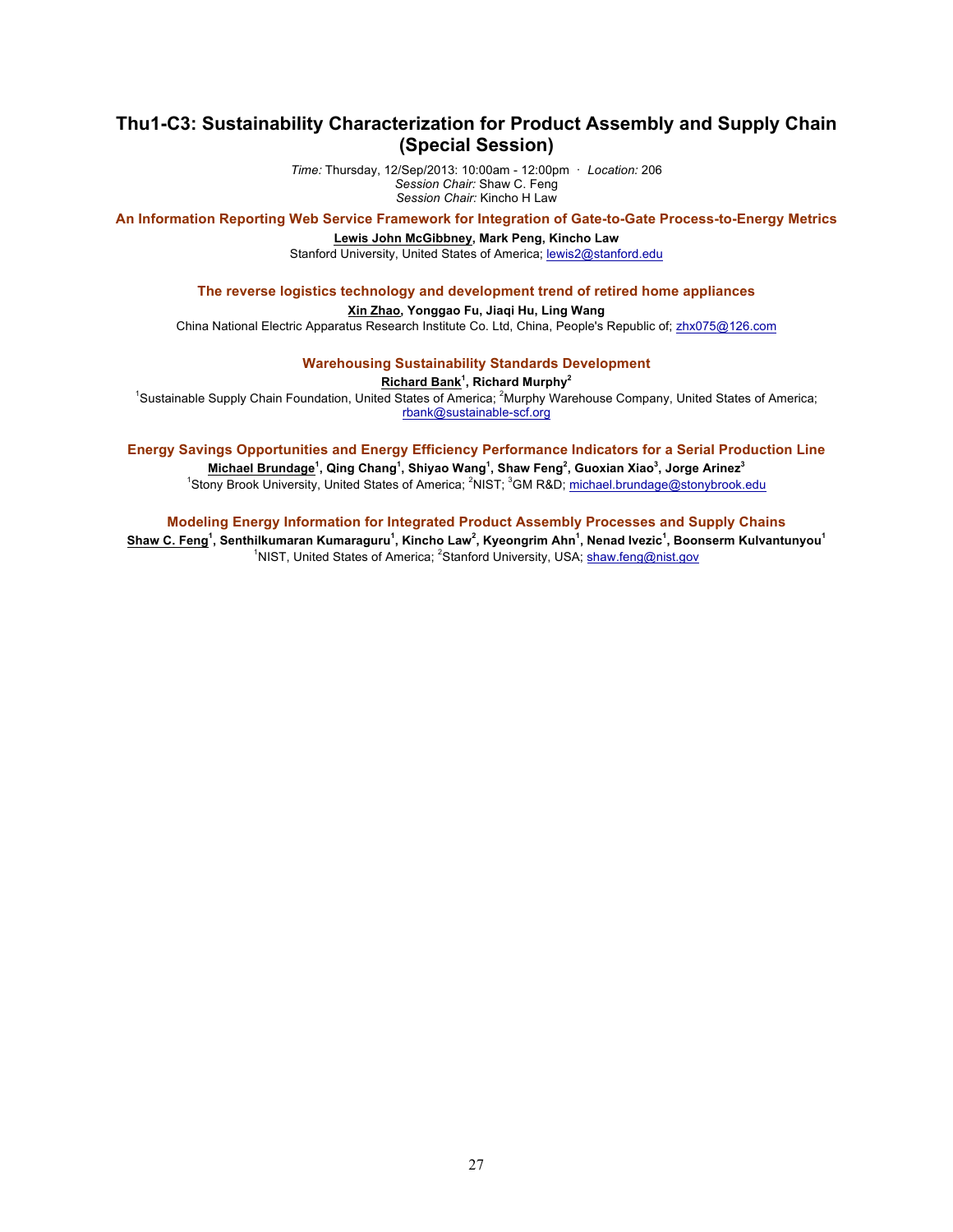# Thu1-C3: Sustainability Characterization for Product Assembly and Supply Chain (Special Session)

*Time:* Thursday, 12/Sep/2013: 10:00am - 12:00pm · *Location:* 206
*Session Chair:* Shaw C. Feng
*Session Chair:* Kincho H Law

### An Information Reporting Web Service Framework for Integration of Gate-to-Gate Process-to-Energy Metrics

**Lewis John McGibbney, Mark Peng, Kincho Law**
Stanford University, United States of America; lewis2@stanford.edu

### The reverse logistics technology and development trend of retired home appliances

**Xin Zhao, Yonggao Fu, Jiaqi Hu, Ling Wang**
China National Electric Apparatus Research Institute Co. Ltd, China, People's Republic of; zhx075@126.com

### Warehousing Sustainability Standards Development

**Richard Bank[1], Richard Murphy[2]**
[1]Sustainable Supply Chain Foundation, United States of America; [2]Murphy Warehouse Company, United States of America; rbank@sustainable-scf.org

### Energy Savings Opportunities and Energy Efficiency Performance Indicators for a Serial Production Line

**Michael Brundage[1], Qing Chang[1], Shiyao Wang[1], Shaw Feng[2], Guoxian Xiao[3], Jorge Arinez[3]**
[1]Stony Brook University, United States of America; [2]NIST; [3]GM R&D; michael.brundage@stonybrook.edu

### Modeling Energy Information for Integrated Product Assembly Processes and Supply Chains

**Shaw C. Feng[1], Senthilkumaran Kumaraguru[1], Kincho Law[2], Kyeongrim Ahn[1], Nenad Ivezic[1], Boonserm Kulvantunyou[1]**
[1]NIST, United States of America; [2]Stanford University, USA; shaw.feng@nist.gov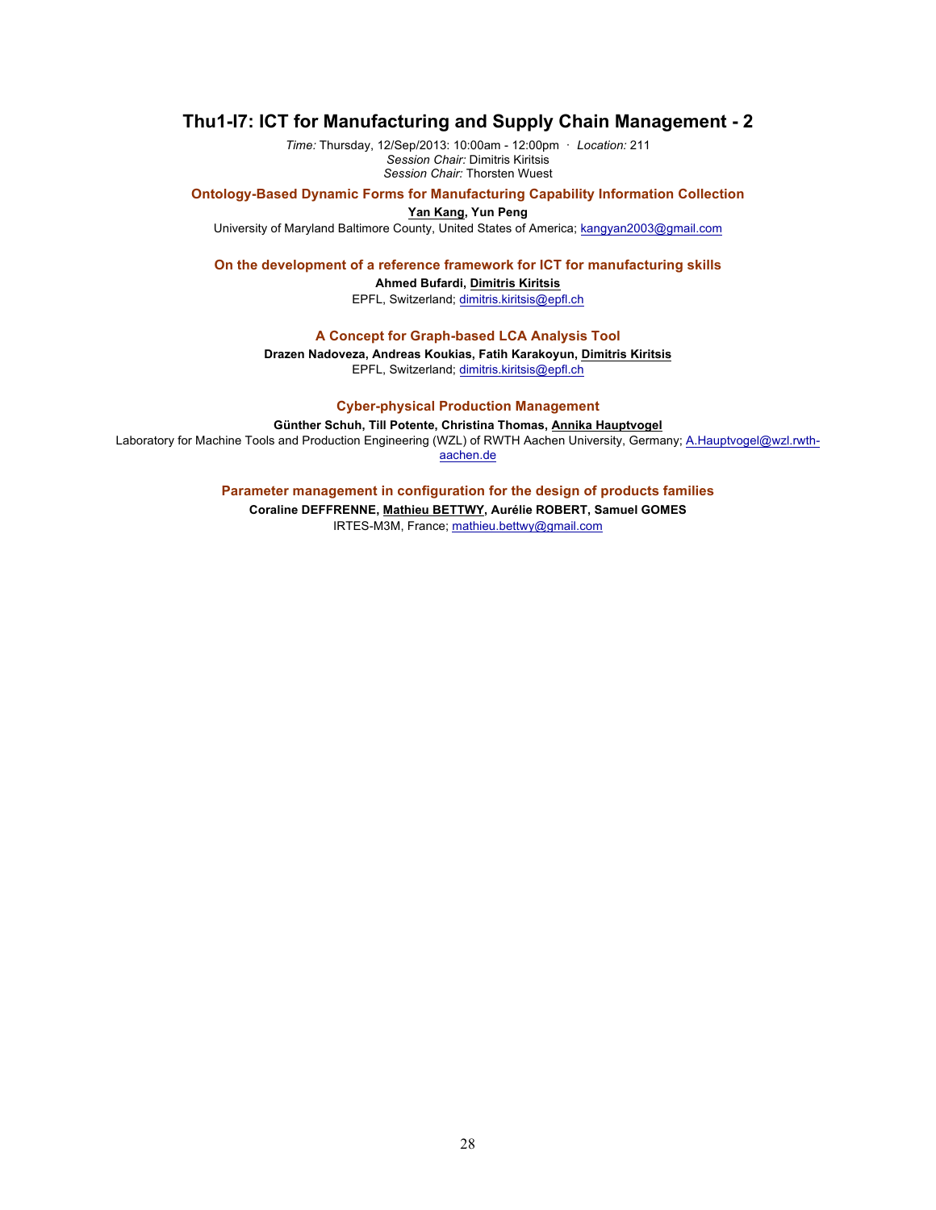## Thu1-I7: ICT for Manufacturing and Supply Chain Management - 2

*Time:* Thursday, 12/Sep/2013: 10:00am - 12:00pm · *Location:* 211
*Session Chair:* Dimitris Kiritsis
*Session Chair:* Thorsten Wuest

### Ontology-Based Dynamic Forms for Manufacturing Capability Information Collection

**Yan Kang, Yun Peng**

University of Maryland Baltimore County, United States of America; kangyan2003@gmail.com

### On the development of a reference framework for ICT for manufacturing skills

**Ahmed Bufardi, Dimitris Kiritsis**

EPFL, Switzerland; dimitris.kiritsis@epfl.ch

### A Concept for Graph-based LCA Analysis Tool

**Drazen Nadoveza, Andreas Koukias, Fatih Karakoyun, Dimitris Kiritsis**

EPFL, Switzerland; dimitris.kiritsis@epfl.ch

### Cyber-physical Production Management

**Günther Schuh, Till Potente, Christina Thomas, Annika Hauptvogel**

Laboratory for Machine Tools and Production Engineering (WZL) of RWTH Aachen University, Germany; A.Hauptvogel@wzl.rwth-aachen.de

### Parameter management in configuration for the design of products families

**Coraline DEFFRENNE, Mathieu BETTWY, Aurélie ROBERT, Samuel GOMES**

IRTES-M3M, France; mathieu.bettwy@gmail.com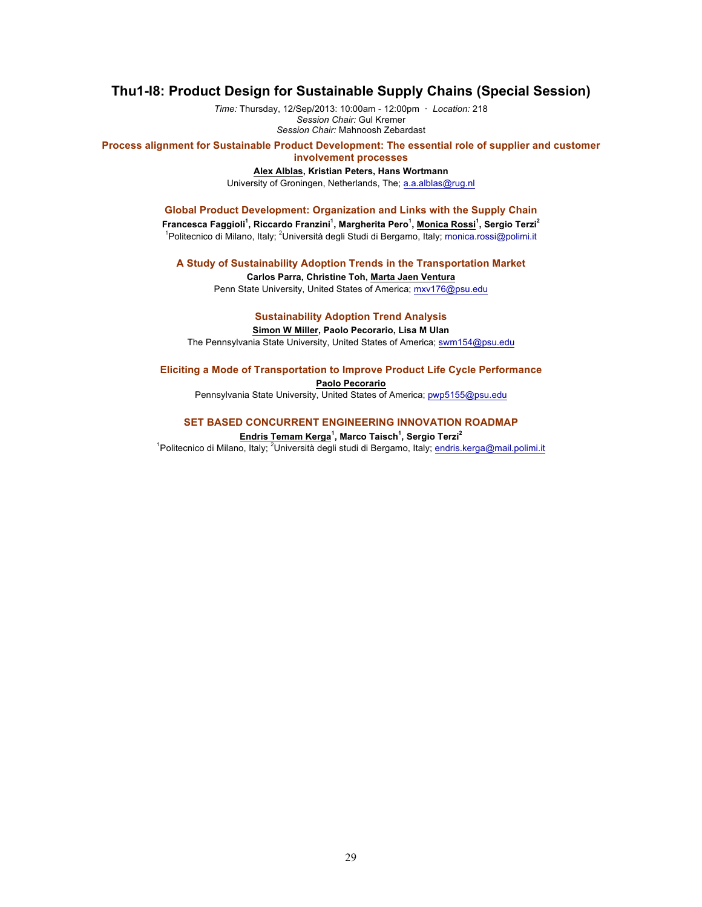## Thu1-I8: Product Design for Sustainable Supply Chains (Special Session)

*Time:* Thursday, 12/Sep/2013: 10:00am - 12:00pm · *Location:* 218
*Session Chair:* Gul Kremer
*Session Chair:* Mahnoosh Zebardast

### Process alignment for Sustainable Product Development: The essential role of supplier and customer involvement processes

**Alex Alblas, Kristian Peters, Hans Wortmann**
University of Groningen, Netherlands, The; a.a.alblas@rug.nl

### Global Product Development: Organization and Links with the Supply Chain

**Francesca Faggioli[1], Riccardo Franzini[1], Margherita Pero[1], Monica Rossi[1], Sergio Terzi[2]**
[1]Politecnico di Milano, Italy; [2]Università degli Studi di Bergamo, Italy; monica.rossi@polimi.it

### A Study of Sustainability Adoption Trends in the Transportation Market

**Carlos Parra, Christine Toh, Marta Jaen Ventura**
Penn State University, United States of America; mxv176@psu.edu

### Sustainability Adoption Trend Analysis

**Simon W Miller, Paolo Pecorario, Lisa M Ulan**
The Pennsylvania State University, United States of America; swm154@psu.edu

### Eliciting a Mode of Transportation to Improve Product Life Cycle Performance

**Paolo Pecorario**
Pennsylvania State University, United States of America; pwp5155@psu.edu

### SET BASED CONCURRENT ENGINEERING INNOVATION ROADMAP

**Endris Temam Kerga[1], Marco Taisch[1], Sergio Terzi[2]**
[1]Politecnico di Milano, Italy; [2]Università degli studi di Bergamo, Italy; endris.kerga@mail.polimi.it